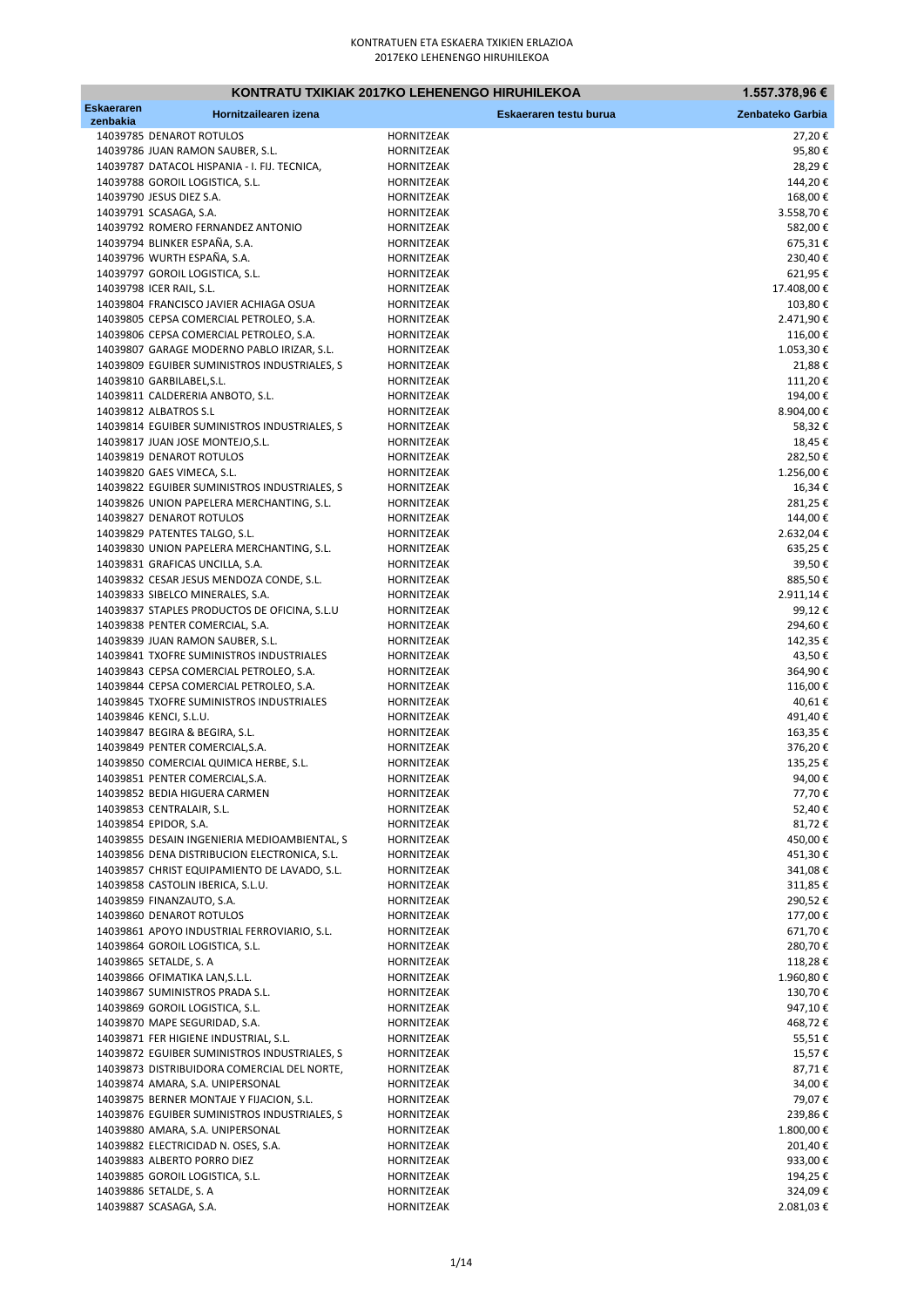KONTRATUEN ETA ESKAERA TXIKIEN ERLAZIOA
2017EKO LEHENENGO HIRUHILEKOA

| KONTRATU TXIKIAK 2017KO LEHENENGO HIRUHILEKOA | | | 1.557.378,96 € |
|---|---|---|---|
| **Eskaeraren zenbakia** | **Hornitzailearen izena** | **Eskaeraren testu burua** | **Zenbateko Garbia** |
| 14039785 | DENAROT ROTULOS | HORNITZEAK | 27,20 € |
| 14039786 | JUAN RAMON SAUBER, S.L. | HORNITZEAK | 95,80 € |
| 14039787 | DATACOL HISPANIA - I. FIJ. TECNICA, | HORNITZEAK | 28,29 € |
| 14039788 | GOROIL LOGISTICA, S.L. | HORNITZEAK | 144,20 € |
| 14039790 | JESUS DIEZ S.A. | HORNITZEAK | 168,00 € |
| 14039791 | SCASAGA, S.A. | HORNITZEAK | 3.558,70 € |
| 14039792 | ROMERO FERNANDEZ ANTONIO | HORNITZEAK | 582,00 € |
| 14039794 | BLINKER ESPAÑA, S.A. | HORNITZEAK | 675,31 € |
| 14039796 | WURTH ESPAÑA, S.A. | HORNITZEAK | 230,40 € |
| 14039797 | GOROIL LOGISTICA, S.L. | HORNITZEAK | 621,95 € |
| 14039798 | ICER RAIL, S.L. | HORNITZEAK | 17.408,00 € |
| 14039804 | FRANCISCO JAVIER ACHIAGA OSUA | HORNITZEAK | 103,80 € |
| 14039805 | CEPSA COMERCIAL PETROLEO, S.A. | HORNITZEAK | 2.471,90 € |
| 14039806 | CEPSA COMERCIAL PETROLEO, S.A. | HORNITZEAK | 116,00 € |
| 14039807 | GARAGE MODERNO PABLO IRIZAR, S.L. | HORNITZEAK | 1.053,30 € |
| 14039809 | EGUIBER SUMINISTROS INDUSTRIALES, S | HORNITZEAK | 21,88 € |
| 14039810 | GARBILABEL,S.L. | HORNITZEAK | 111,20 € |
| 14039811 | CALDERERIA ANBOTO, S.L. | HORNITZEAK | 194,00 € |
| 14039812 | ALBATROS S.L | HORNITZEAK | 8.904,00 € |
| 14039814 | EGUIBER SUMINISTROS INDUSTRIALES, S | HORNITZEAK | 58,32 € |
| 14039817 | JUAN JOSE MONTEJO,S.L. | HORNITZEAK | 18,45 € |
| 14039819 | DENAROT ROTULOS | HORNITZEAK | 282,50 € |
| 14039820 | GAES VIMECA, S.L. | HORNITZEAK | 1.256,00 € |
| 14039822 | EGUIBER SUMINISTROS INDUSTRIALES, S | HORNITZEAK | 16,34 € |
| 14039826 | UNION PAPELERA MERCHANTING, S.L. | HORNITZEAK | 281,25 € |
| 14039827 | DENAROT ROTULOS | HORNITZEAK | 144,00 € |
| 14039829 | PATENTES TALGO, S.L. | HORNITZEAK | 2.632,04 € |
| 14039830 | UNION PAPELERA MERCHANTING, S.L. | HORNITZEAK | 635,25 € |
| 14039831 | GRAFICAS UNCILLA, S.A. | HORNITZEAK | 39,50 € |
| 14039832 | CESAR JESUS MENDOZA CONDE, S.L. | HORNITZEAK | 885,50 € |
| 14039833 | SIBELCO MINERALES, S.A. | HORNITZEAK | 2.911,14 € |
| 14039837 | STAPLES PRODUCTOS DE OFICINA, S.L.U | HORNITZEAK | 99,12 € |
| 14039838 | PENTER COMERCIAL, S.A. | HORNITZEAK | 294,60 € |
| 14039839 | JUAN RAMON SAUBER, S.L. | HORNITZEAK | 142,35 € |
| 14039841 | TXOFRE SUMINISTROS INDUSTRIALES | HORNITZEAK | 43,50 € |
| 14039843 | CEPSA COMERCIAL PETROLEO, S.A. | HORNITZEAK | 364,90 € |
| 14039844 | CEPSA COMERCIAL PETROLEO, S.A. | HORNITZEAK | 116,00 € |
| 14039845 | TXOFRE SUMINISTROS INDUSTRIALES | HORNITZEAK | 40,61 € |
| 14039846 | KENCI, S.L.U. | HORNITZEAK | 491,40 € |
| 14039847 | BEGIRA & BEGIRA, S.L. | HORNITZEAK | 163,35 € |
| 14039849 | PENTER COMERCIAL,S.A. | HORNITZEAK | 376,20 € |
| 14039850 | COMERCIAL QUIMICA HERBE, S.L. | HORNITZEAK | 135,25 € |
| 14039851 | PENTER COMERCIAL,S.A. | HORNITZEAK | 94,00 € |
| 14039852 | BEDIA HIGUERA CARMEN | HORNITZEAK | 77,70 € |
| 14039853 | CENTRALAIR, S.L. | HORNITZEAK | 52,40 € |
| 14039854 | EPIDOR, S.A. | HORNITZEAK | 81,72 € |
| 14039855 | DESAIN INGENIERIA MEDIOAMBIENTAL, S | HORNITZEAK | 450,00 € |
| 14039856 | DENA DISTRIBUCION ELECTRONICA, S.L. | HORNITZEAK | 451,30 € |
| 14039857 | CHRIST EQUIPAMIENTO DE LAVADO, S.L. | HORNITZEAK | 341,08 € |
| 14039858 | CASTOLIN IBERICA, S.L.U. | HORNITZEAK | 311,85 € |
| 14039859 | FINANZAUTO, S.A. | HORNITZEAK | 290,52 € |
| 14039860 | DENAROT ROTULOS | HORNITZEAK | 177,00 € |
| 14039861 | APOYO INDUSTRIAL FERROVIARIO, S.L. | HORNITZEAK | 671,70 € |
| 14039864 | GOROIL LOGISTICA, S.L. | HORNITZEAK | 280,70 € |
| 14039865 | SETALDE, S. A | HORNITZEAK | 118,28 € |
| 14039866 | OFIMATIKA LAN,S.L.L. | HORNITZEAK | 1.960,80 € |
| 14039867 | SUMINISTROS PRADA S.L. | HORNITZEAK | 130,70 € |
| 14039869 | GOROIL LOGISTICA, S.L. | HORNITZEAK | 947,10 € |
| 14039870 | MAPE SEGURIDAD, S.A. | HORNITZEAK | 468,72 € |
| 14039871 | FER HIGIENE INDUSTRIAL, S.L. | HORNITZEAK | 55,51 € |
| 14039872 | EGUIBER SUMINISTROS INDUSTRIALES, S | HORNITZEAK | 15,57 € |
| 14039873 | DISTRIBUIDORA COMERCIAL DEL NORTE, | HORNITZEAK | 87,71 € |
| 14039874 | AMARA, S.A. UNIPERSONAL | HORNITZEAK | 34,00 € |
| 14039875 | BERNER MONTAJE Y FIJACION, S.L. | HORNITZEAK | 79,07 € |
| 14039876 | EGUIBER SUMINISTROS INDUSTRIALES, S | HORNITZEAK | 239,86 € |
| 14039880 | AMARA, S.A. UNIPERSONAL | HORNITZEAK | 1.800,00 € |
| 14039882 | ELECTRICIDAD N. OSES, S.A. | HORNITZEAK | 201,40 € |
| 14039883 | ALBERTO PORRO DIEZ | HORNITZEAK | 933,00 € |
| 14039885 | GOROIL LOGISTICA, S.L. | HORNITZEAK | 194,25 € |
| 14039886 | SETALDE, S. A | HORNITZEAK | 324,09 € |
| 14039887 | SCASAGA, S.A. | HORNITZEAK | 2.081,03 € |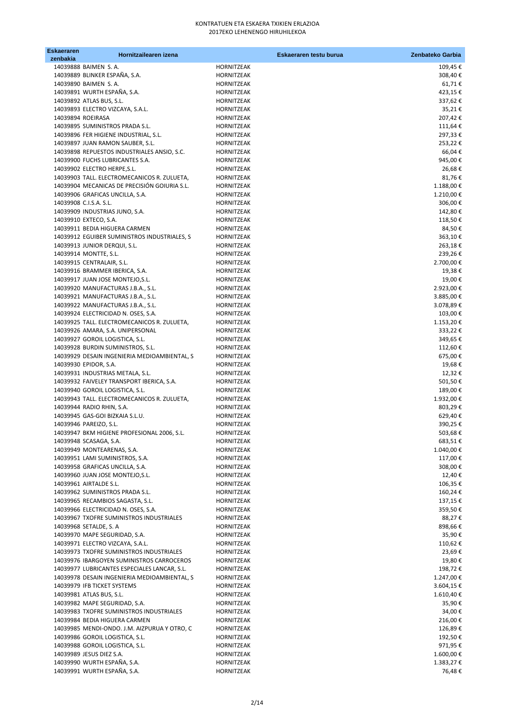# KONTRATUEN ETA ESKAERA TXIKIEN ERLAZIOA
## 2017EKO LEHENENGO HIRUHILEKOA

| Eskaeraren zenbakia | Hornitzailearen izena | | Eskaeraren testu burua | Zenbateko Garbia |
|---|---|---|---|---|
| 14039888 | BAIMEN S. A. | HORNITZEAK | | 109,45 € |
| 14039889 | BLINKER ESPAÑA, S.A. | HORNITZEAK | | 308,40 € |
| 14039890 | BAIMEN S. A. | HORNITZEAK | | 61,71 € |
| 14039891 | WURTH ESPAÑA, S.A. | HORNITZEAK | | 423,15 € |
| 14039892 | ATLAS BUS, S.L. | HORNITZEAK | | 337,62 € |
| 14039893 | ELECTRO VIZCAYA, S.A.L. | HORNITZEAK | | 35,21 € |
| 14039894 | ROEIRASA | HORNITZEAK | | 207,42 € |
| 14039895 | SUMINISTROS PRADA S.L. | HORNITZEAK | | 111,64 € |
| 14039896 | FER HIGIENE INDUSTRIAL, S.L. | HORNITZEAK | | 297,33 € |
| 14039897 | JUAN RAMON SAUBER, S.L. | HORNITZEAK | | 253,22 € |
| 14039898 | REPUESTOS INDUSTRIALES ANSIO, S.C. | HORNITZEAK | | 66,04 € |
| 14039900 | FUCHS LUBRICANTES S.A. | HORNITZEAK | | 945,00 € |
| 14039902 | ELECTRO HERPE,S.L. | HORNITZEAK | | 26,68 € |
| 14039903 | TALL. ELECTROMECANICOS R. ZULUETA, | HORNITZEAK | | 81,76 € |
| 14039904 | MECANICAS DE PRECISIÓN GOIURIA S.L. | HORNITZEAK | | 1.188,00 € |
| 14039906 | GRAFICAS UNCILLA, S.A. | HORNITZEAK | | 1.210,00 € |
| 14039908 | C.I.S.A. S.L. | HORNITZEAK | | 306,00 € |
| 14039909 | INDUSTRIAS JUNO, S.A. | HORNITZEAK | | 142,80 € |
| 14039910 | EXTECO, S.A. | HORNITZEAK | | 118,50 € |
| 14039911 | BEDIA HIGUERA CARMEN | HORNITZEAK | | 84,50 € |
| 14039912 | EGUIBER SUMINISTROS INDUSTRIALES, S | HORNITZEAK | | 363,10 € |
| 14039913 | JUNIOR DERQUI, S.L. | HORNITZEAK | | 263,18 € |
| 14039914 | MONTTE, S.L. | HORNITZEAK | | 239,26 € |
| 14039915 | CENTRALAIR, S.L. | HORNITZEAK | | 2.700,00 € |
| 14039916 | BRAMMER IBERICA, S.A. | HORNITZEAK | | 19,38 € |
| 14039917 | JUAN JOSE MONTEJO,S.L. | HORNITZEAK | | 19,00 € |
| 14039920 | MANUFACTURAS J.B.A., S.L. | HORNITZEAK | | 2.923,00 € |
| 14039921 | MANUFACTURAS J.B.A., S.L. | HORNITZEAK | | 3.885,00 € |
| 14039922 | MANUFACTURAS J.B.A., S.L. | HORNITZEAK | | 3.078,89 € |
| 14039924 | ELECTRICIDAD N. OSES, S.A. | HORNITZEAK | | 103,00 € |
| 14039925 | TALL. ELECTROMECANICOS R. ZULUETA, | HORNITZEAK | | 1.153,20 € |
| 14039926 | AMARA, S.A. UNIPERSONAL | HORNITZEAK | | 333,22 € |
| 14039927 | GOROIL LOGISTICA, S.L. | HORNITZEAK | | 349,65 € |
| 14039928 | BURDIN SUMINISTROS, S.L. | HORNITZEAK | | 112,60 € |
| 14039929 | DESAIN INGENIERIA MEDIOAMBIENTAL, S | HORNITZEAK | | 675,00 € |
| 14039930 | EPIDOR, S.A. | HORNITZEAK | | 19,68 € |
| 14039931 | INDUSTRIAS METALA, S.L. | HORNITZEAK | | 12,32 € |
| 14039932 | FAIVELEY TRANSPORT IBERICA, S.A. | HORNITZEAK | | 501,50 € |
| 14039940 | GOROIL LOGISTICA, S.L. | HORNITZEAK | | 189,00 € |
| 14039943 | TALL. ELECTROMECANICOS R. ZULUETA, | HORNITZEAK | | 1.932,00 € |
| 14039944 | RADIO RHIN, S.A. | HORNITZEAK | | 803,29 € |
| 14039945 | GAS-GOI BIZKAIA S.L.U. | HORNITZEAK | | 629,40 € |
| 14039946 | PAREIZO, S.L. | HORNITZEAK | | 390,25 € |
| 14039947 | BKM HIGIENE PROFESIONAL 2006, S.L. | HORNITZEAK | | 503,68 € |
| 14039948 | SCASAGA, S.A. | HORNITZEAK | | 683,51 € |
| 14039949 | MONTEARENAS, S.A. | HORNITZEAK | | 1.040,00 € |
| 14039951 | LAMI SUMINISTROS, S.A. | HORNITZEAK | | 117,00 € |
| 14039958 | GRAFICAS UNCILLA, S.A. | HORNITZEAK | | 308,00 € |
| 14039960 | JUAN JOSE MONTEJO,S.L. | HORNITZEAK | | 12,40 € |
| 14039961 | AIRTALDE S.L. | HORNITZEAK | | 106,35 € |
| 14039962 | SUMINISTROS PRADA S.L. | HORNITZEAK | | 160,24 € |
| 14039965 | RECAMBIOS SAGASTA, S.L. | HORNITZEAK | | 137,15 € |
| 14039966 | ELECTRICIDAD N. OSES, S.A. | HORNITZEAK | | 359,50 € |
| 14039967 | TXOFRE SUMINISTROS INDUSTRIALES | HORNITZEAK | | 88,27 € |
| 14039968 | SETALDE, S. A | HORNITZEAK | | 898,66 € |
| 14039970 | MAPE SEGURIDAD, S.A. | HORNITZEAK | | 35,90 € |
| 14039971 | ELECTRO VIZCAYA, S.A.L. | HORNITZEAK | | 110,62 € |
| 14039973 | TXOFRE SUMINISTROS INDUSTRIALES | HORNITZEAK | | 23,69 € |
| 14039976 | IBARGOYEN SUMINISTROS CARROCEROS | HORNITZEAK | | 19,80 € |
| 14039977 | LUBRICANTES ESPECIALES LANCAR, S.L. | HORNITZEAK | | 198,72 € |
| 14039978 | DESAIN INGENIERIA MEDIOAMBIENTAL, S | HORNITZEAK | | 1.247,00 € |
| 14039979 | IFB TICKET SYSTEMS | HORNITZEAK | | 3.604,15 € |
| 14039981 | ATLAS BUS, S.L. | HORNITZEAK | | 1.610,40 € |
| 14039982 | MAPE SEGURIDAD, S.A. | HORNITZEAK | | 35,90 € |
| 14039983 | TXOFRE SUMINISTROS INDUSTRIALES | HORNITZEAK | | 34,00 € |
| 14039984 | BEDIA HIGUERA CARMEN | HORNITZEAK | | 216,00 € |
| 14039985 | MENDI-ONDO. J.M. AIZPURUA Y OTRO, C | HORNITZEAK | | 126,89 € |
| 14039986 | GOROIL LOGISTICA, S.L. | HORNITZEAK | | 192,50 € |
| 14039988 | GOROIL LOGISTICA, S.L. | HORNITZEAK | | 971,95 € |
| 14039989 | JESUS DIEZ S.A. | HORNITZEAK | | 1.600,00 € |
| 14039990 | WURTH ESPAÑA, S.A. | HORNITZEAK | | 1.383,27 € |
| 14039991 | WURTH ESPAÑA, S.A. | HORNITZEAK | | 76,48 € |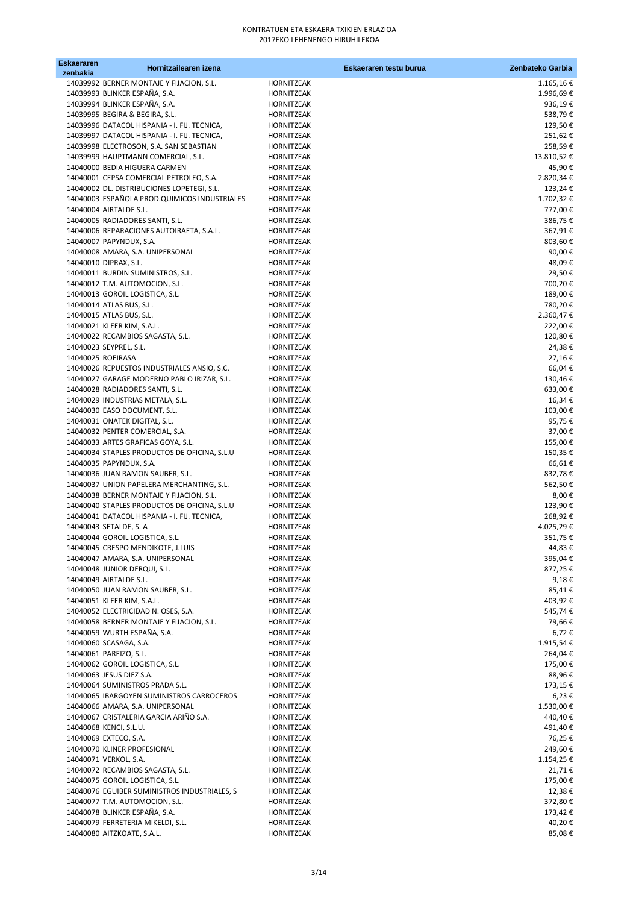# KONTRATUEN ETA ESKAERA TXIKIEN ERLAZIOA
## 2017EKO LEHENENGO HIRUHILEKOA

| Eskaeraren zenbakia | Hornitzailearen izena | Eskaeraren testu burua | Zenbateko Garbia |
|---|---|---|---|
| 14039992 | BERNER MONTAJE Y FIJACION, S.L. | HORNITZEAK | 1.165,16 € |
| 14039993 | BLINKER ESPAÑA, S.A. | HORNITZEAK | 1.996,69 € |
| 14039994 | BLINKER ESPAÑA, S.A. | HORNITZEAK | 936,19 € |
| 14039995 | BEGIRA & BEGIRA, S.L. | HORNITZEAK | 538,79 € |
| 14039996 | DATACOL HISPANIA - I. FIJ. TECNICA, | HORNITZEAK | 129,50 € |
| 14039997 | DATACOL HISPANIA - I. FIJ. TECNICA, | HORNITZEAK | 251,62 € |
| 14039998 | ELECTROSON, S.A. SAN SEBASTIAN | HORNITZEAK | 258,59 € |
| 14039999 | HAUPTMANN COMERCIAL, S.L. | HORNITZEAK | 13.810,52 € |
| 14040000 | BEDIA HIGUERA CARMEN | HORNITZEAK | 45,90 € |
| 14040001 | CEPSA COMERCIAL PETROLEO, S.A. | HORNITZEAK | 2.820,34 € |
| 14040002 | DL. DISTRIBUCIONES LOPETEGI, S.L. | HORNITZEAK | 123,24 € |
| 14040003 | ESPAÑOLA PROD.QUIMICOS INDUSTRIALES | HORNITZEAK | 1.702,32 € |
| 14040004 | AIRTALDE S.L. | HORNITZEAK | 777,00 € |
| 14040005 | RADIADORES SANTI, S.L. | HORNITZEAK | 386,75 € |
| 14040006 | REPARACIONES AUTOIRAETA, S.A.L. | HORNITZEAK | 367,91 € |
| 14040007 | PAPYNDUX, S.A. | HORNITZEAK | 803,60 € |
| 14040008 | AMARA, S.A. UNIPERSONAL | HORNITZEAK | 90,00 € |
| 14040010 | DIPRAX, S.L. | HORNITZEAK | 48,09 € |
| 14040011 | BURDIN SUMINISTROS, S.L. | HORNITZEAK | 29,50 € |
| 14040012 | T.M. AUTOMOCION, S.L. | HORNITZEAK | 700,20 € |
| 14040013 | GOROIL LOGISTICA, S.L. | HORNITZEAK | 189,00 € |
| 14040014 | ATLAS BUS, S.L. | HORNITZEAK | 780,20 € |
| 14040015 | ATLAS BUS, S.L. | HORNITZEAK | 2.360,47 € |
| 14040021 | KLEER KIM, S.A.L. | HORNITZEAK | 222,00 € |
| 14040022 | RECAMBIOS SAGASTA, S.L. | HORNITZEAK | 120,80 € |
| 14040023 | SEYPREL, S.L. | HORNITZEAK | 24,38 € |
| 14040025 | ROEIRASA | HORNITZEAK | 27,16 € |
| 14040026 | REPUESTOS INDUSTRIALES ANSIO, S.C. | HORNITZEAK | 66,04 € |
| 14040027 | GARAGE MODERNO PABLO IRIZAR, S.L. | HORNITZEAK | 130,46 € |
| 14040028 | RADIADORES SANTI, S.L. | HORNITZEAK | 633,00 € |
| 14040029 | INDUSTRIAS METALA, S.L. | HORNITZEAK | 16,34 € |
| 14040030 | EASO DOCUMENT, S.L. | HORNITZEAK | 103,00 € |
| 14040031 | ONATEK DIGITAL, S.L. | HORNITZEAK | 95,75 € |
| 14040032 | PENTER COMERCIAL, S.A. | HORNITZEAK | 37,00 € |
| 14040033 | ARTES GRAFICAS GOYA, S.L. | HORNITZEAK | 155,00 € |
| 14040034 | STAPLES PRODUCTOS DE OFICINA, S.L.U | HORNITZEAK | 150,35 € |
| 14040035 | PAPYNDUX, S.A. | HORNITZEAK | 66,61 € |
| 14040036 | JUAN RAMON SAUBER, S.L. | HORNITZEAK | 832,78 € |
| 14040037 | UNION PAPELERA MERCHANTING, S.L. | HORNITZEAK | 562,50 € |
| 14040038 | BERNER MONTAJE Y FIJACION, S.L. | HORNITZEAK | 8,00 € |
| 14040040 | STAPLES PRODUCTOS DE OFICINA, S.L.U | HORNITZEAK | 123,90 € |
| 14040041 | DATACOL HISPANIA - I. FIJ. TECNICA, | HORNITZEAK | 268,92 € |
| 14040043 | SETALDE, S. A | HORNITZEAK | 4.025,29 € |
| 14040044 | GOROIL LOGISTICA, S.L. | HORNITZEAK | 351,75 € |
| 14040045 | CRESPO MENDIKOTE, J.LUIS | HORNITZEAK | 44,83 € |
| 14040047 | AMARA, S.A. UNIPERSONAL | HORNITZEAK | 395,04 € |
| 14040048 | JUNIOR DERQUI, S.L. | HORNITZEAK | 877,25 € |
| 14040049 | AIRTALDE S.L. | HORNITZEAK | 9,18 € |
| 14040050 | JUAN RAMON SAUBER, S.L. | HORNITZEAK | 85,41 € |
| 14040051 | KLEER KIM, S.A.L. | HORNITZEAK | 403,92 € |
| 14040052 | ELECTRICIDAD N. OSES, S.A. | HORNITZEAK | 545,74 € |
| 14040058 | BERNER MONTAJE Y FIJACION, S.L. | HORNITZEAK | 79,66 € |
| 14040059 | WURTH ESPAÑA, S.A. | HORNITZEAK | 6,72 € |
| 14040060 | SCASAGA, S.A. | HORNITZEAK | 1.915,54 € |
| 14040061 | PAREIZO, S.L. | HORNITZEAK | 264,04 € |
| 14040062 | GOROIL LOGISTICA, S.L. | HORNITZEAK | 175,00 € |
| 14040063 | JESUS DIEZ S.A. | HORNITZEAK | 88,96 € |
| 14040064 | SUMINISTROS PRADA S.L. | HORNITZEAK | 173,15 € |
| 14040065 | IBARGOYEN SUMINISTROS CARROCEROS | HORNITZEAK | 6,23 € |
| 14040066 | AMARA, S.A. UNIPERSONAL | HORNITZEAK | 1.530,00 € |
| 14040067 | CRISTALERIA GARCIA ARIÑO S.A. | HORNITZEAK | 440,40 € |
| 14040068 | KENCI, S.L.U. | HORNITZEAK | 491,40 € |
| 14040069 | EXTECO, S.A. | HORNITZEAK | 76,25 € |
| 14040070 | KLINER PROFESIONAL | HORNITZEAK | 249,60 € |
| 14040071 | VERKOL, S.A. | HORNITZEAK | 1.154,25 € |
| 14040072 | RECAMBIOS SAGASTA, S.L. | HORNITZEAK | 21,71 € |
| 14040075 | GOROIL LOGISTICA, S.L. | HORNITZEAK | 175,00 € |
| 14040076 | EGUIBER SUMINISTROS INDUSTRIALES, S | HORNITZEAK | 12,38 € |
| 14040077 | T.M. AUTOMOCION, S.L. | HORNITZEAK | 372,80 € |
| 14040078 | BLINKER ESPAÑA, S.A. | HORNITZEAK | 173,42 € |
| 14040079 | FERRETERIA MIKELDI, S.L. | HORNITZEAK | 40,20 € |
| 14040080 | AITZKOATE, S.A.L. | HORNITZEAK | 85,08 € |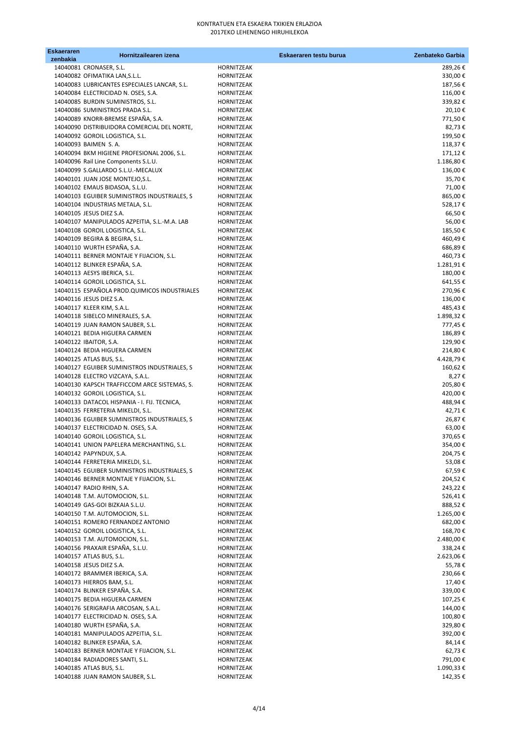# KONTRATUEN ETA ESKAERA TXIKIEN ERLAZIOA
## 2017EKO LEHENENGO HIRUHILEKOA

| Eskaeraren zenbakia | Hornitzailearen izena | Eskaeraren testu burua | Zenbateko Garbia |
|---|---|---|---|
| 14040081 | CRONASER, S.L. | HORNITZEAK | 289,26 € |
| 14040082 | OFIMATIKA LAN,S.L.L. | HORNITZEAK | 330,00 € |
| 14040083 | LUBRICANTES ESPECIALES LANCAR, S.L. | HORNITZEAK | 187,56 € |
| 14040084 | ELECTRICIDAD N. OSES, S.A. | HORNITZEAK | 116,00 € |
| 14040085 | BURDIN SUMINISTROS, S.L. | HORNITZEAK | 339,82 € |
| 14040086 | SUMINISTROS PRADA S.L. | HORNITZEAK | 20,10 € |
| 14040089 | KNORR-BREMSE ESPAÑA, S.A. | HORNITZEAK | 771,50 € |
| 14040090 | DISTRIBUIDORA COMERCIAL DEL NORTE, | HORNITZEAK | 82,73 € |
| 14040092 | GOROIL LOGISTICA, S.L. | HORNITZEAK | 199,50 € |
| 14040093 | BAIMEN S. A. | HORNITZEAK | 118,37 € |
| 14040094 | BKM HIGIENE PROFESIONAL 2006, S.L. | HORNITZEAK | 171,12 € |
| 14040096 | Rail Line Components S.L.U. | HORNITZEAK | 1.186,80 € |
| 14040099 | S.GALLARDO S.L.U.-MECALUX | HORNITZEAK | 136,00 € |
| 14040101 | JUAN JOSE MONTEJO,S.L. | HORNITZEAK | 35,70 € |
| 14040102 | EMAUS BIDASOA, S.L.U. | HORNITZEAK | 71,00 € |
| 14040103 | EGUIBER SUMINISTROS INDUSTRIALES, S | HORNITZEAK | 865,00 € |
| 14040104 | INDUSTRIAS METALA, S.L. | HORNITZEAK | 528,17 € |
| 14040105 | JESUS DIEZ S.A. | HORNITZEAK | 66,50 € |
| 14040107 | MANIPULADOS AZPEITIA, S.L.-M.A. LAB | HORNITZEAK | 56,00 € |
| 14040108 | GOROIL LOGISTICA, S.L. | HORNITZEAK | 185,50 € |
| 14040109 | BEGIRA & BEGIRA, S.L. | HORNITZEAK | 460,49 € |
| 14040110 | WURTH ESPAÑA, S.A. | HORNITZEAK | 686,89 € |
| 14040111 | BERNER MONTAJE Y FIJACION, S.L. | HORNITZEAK | 460,73 € |
| 14040112 | BLINKER ESPAÑA, S.A. | HORNITZEAK | 1.281,91 € |
| 14040113 | AESYS IBERICA, S.L. | HORNITZEAK | 180,00 € |
| 14040114 | GOROIL LOGISTICA, S.L. | HORNITZEAK | 641,55 € |
| 14040115 | ESPAÑOLA PROD.QUIMICOS INDUSTRIALES | HORNITZEAK | 270,96 € |
| 14040116 | JESUS DIEZ S.A. | HORNITZEAK | 136,00 € |
| 14040117 | KLEER KIM, S.A.L. | HORNITZEAK | 485,43 € |
| 14040118 | SIBELCO MINERALES, S.A. | HORNITZEAK | 1.898,32 € |
| 14040119 | JUAN RAMON SAUBER, S.L. | HORNITZEAK | 777,45 € |
| 14040121 | BEDIA HIGUERA CARMEN | HORNITZEAK | 186,89 € |
| 14040122 | IBAITOR, S.A. | HORNITZEAK | 129,90 € |
| 14040124 | BEDIA HIGUERA CARMEN | HORNITZEAK | 214,80 € |
| 14040125 | ATLAS BUS, S.L. | HORNITZEAK | 4.428,79 € |
| 14040127 | EGUIBER SUMINISTROS INDUSTRIALES, S | HORNITZEAK | 160,62 € |
| 14040128 | ELECTRO VIZCAYA, S.A.L. | HORNITZEAK | 8,27 € |
| 14040130 | KAPSCH TRAFFICCOM ARCE SISTEMAS, S. | HORNITZEAK | 205,80 € |
| 14040132 | GOROIL LOGISTICA, S.L. | HORNITZEAK | 420,00 € |
| 14040133 | DATACOL HISPANIA - I. FIJ. TECNICA, | HORNITZEAK | 488,94 € |
| 14040135 | FERRETERIA MIKELDI, S.L. | HORNITZEAK | 42,71 € |
| 14040136 | EGUIBER SUMINISTROS INDUSTRIALES, S | HORNITZEAK | 26,87 € |
| 14040137 | ELECTRICIDAD N. OSES, S.A. | HORNITZEAK | 63,00 € |
| 14040140 | GOROIL LOGISTICA, S.L. | HORNITZEAK | 370,65 € |
| 14040141 | UNION PAPELERA MERCHANTING, S.L. | HORNITZEAK | 354,00 € |
| 14040142 | PAPYNDUX, S.A. | HORNITZEAK | 204,75 € |
| 14040144 | FERRETERIA MIKELDI, S.L. | HORNITZEAK | 53,08 € |
| 14040145 | EGUIBER SUMINISTROS INDUSTRIALES, S | HORNITZEAK | 67,59 € |
| 14040146 | BERNER MONTAJE Y FIJACION, S.L. | HORNITZEAK | 204,52 € |
| 14040147 | RADIO RHIN, S.A. | HORNITZEAK | 243,22 € |
| 14040148 | T.M. AUTOMOCION, S.L. | HORNITZEAK | 526,41 € |
| 14040149 | GAS-GOI BIZKAIA S.L.U. | HORNITZEAK | 888,52 € |
| 14040150 | T.M. AUTOMOCION, S.L. | HORNITZEAK | 1.265,00 € |
| 14040151 | ROMERO FERNANDEZ ANTONIO | HORNITZEAK | 682,00 € |
| 14040152 | GOROIL LOGISTICA, S.L. | HORNITZEAK | 168,70 € |
| 14040153 | T.M. AUTOMOCION, S.L. | HORNITZEAK | 2.480,00 € |
| 14040156 | PRAXAIR ESPAÑA, S.L.U. | HORNITZEAK | 338,24 € |
| 14040157 | ATLAS BUS, S.L. | HORNITZEAK | 2.623,06 € |
| 14040158 | JESUS DIEZ S.A. | HORNITZEAK | 55,78 € |
| 14040172 | BRAMMER IBERICA, S.A. | HORNITZEAK | 230,66 € |
| 14040173 | HIERROS BAM, S.L. | HORNITZEAK | 17,40 € |
| 14040174 | BLINKER ESPAÑA, S.A. | HORNITZEAK | 339,00 € |
| 14040175 | BEDIA HIGUERA CARMEN | HORNITZEAK | 107,25 € |
| 14040176 | SERIGRAFIA ARCOSAN, S.A.L. | HORNITZEAK | 144,00 € |
| 14040177 | ELECTRICIDAD N. OSES, S.A. | HORNITZEAK | 100,80 € |
| 14040180 | WURTH ESPAÑA, S.A. | HORNITZEAK | 329,80 € |
| 14040181 | MANIPULADOS AZPEITIA, S.L. | HORNITZEAK | 392,00 € |
| 14040182 | BLINKER ESPAÑA, S.A. | HORNITZEAK | 84,14 € |
| 14040183 | BERNER MONTAJE Y FIJACION, S.L. | HORNITZEAK | 62,73 € |
| 14040184 | RADIADORES SANTI, S.L. | HORNITZEAK | 791,00 € |
| 14040185 | ATLAS BUS, S.L. | HORNITZEAK | 1.090,33 € |
| 14040188 | JUAN RAMON SAUBER, S.L. | HORNITZEAK | 142,35 € |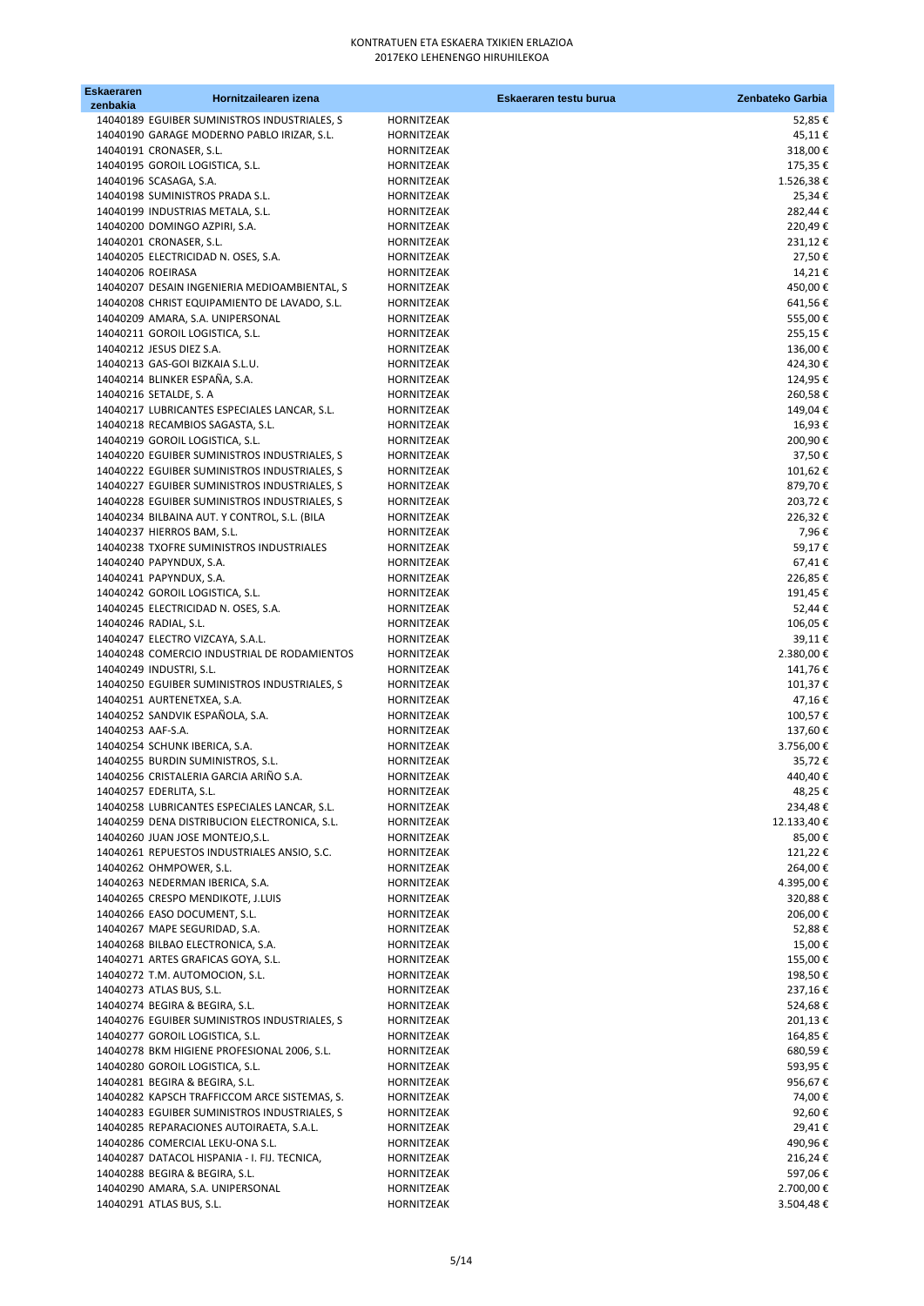KONTRATUEN ETA ESKAERA TXIKIEN ERLAZIOA
2017EKO LEHENENGO HIRUHILEKOA

| Eskaeraren zenbakia | Hornitzailearen izena | Eskaeraren testu burua | Zenbateko Garbia |
|---|---|---|---|
| 14040189 | EGUIBER SUMINISTROS INDUSTRIALES, S | HORNITZEAK | 52,85 € |
| 14040190 | GARAGE MODERNO PABLO IRIZAR, S.L. | HORNITZEAK | 45,11 € |
| 14040191 | CRONASER, S.L. | HORNITZEAK | 318,00 € |
| 14040195 | GOROIL LOGISTICA, S.L. | HORNITZEAK | 175,35 € |
| 14040196 | SCASAGA, S.A. | HORNITZEAK | 1.526,38 € |
| 14040198 | SUMINISTROS PRADA S.L. | HORNITZEAK | 25,34 € |
| 14040199 | INDUSTRIAS METALA, S.L. | HORNITZEAK | 282,44 € |
| 14040200 | DOMINGO AZPIRI, S.A. | HORNITZEAK | 220,49 € |
| 14040201 | CRONASER, S.L. | HORNITZEAK | 231,12 € |
| 14040205 | ELECTRICIDAD N. OSES, S.A. | HORNITZEAK | 27,50 € |
| 14040206 | ROEIRASA | HORNITZEAK | 14,21 € |
| 14040207 | DESAIN INGENIERIA MEDIOAMBIENTAL, S | HORNITZEAK | 450,00 € |
| 14040208 | CHRIST EQUIPAMIENTO DE LAVADO, S.L. | HORNITZEAK | 641,56 € |
| 14040209 | AMARA, S.A. UNIPERSONAL | HORNITZEAK | 555,00 € |
| 14040211 | GOROIL LOGISTICA, S.L. | HORNITZEAK | 255,15 € |
| 14040212 | JESUS DIEZ S.A. | HORNITZEAK | 136,00 € |
| 14040213 | GAS-GOI BIZKAIA S.L.U. | HORNITZEAK | 424,30 € |
| 14040214 | BLINKER ESPAÑA, S.A. | HORNITZEAK | 124,95 € |
| 14040216 | SETALDE, S. A | HORNITZEAK | 260,58 € |
| 14040217 | LUBRICANTES ESPECIALES LANCAR, S.L. | HORNITZEAK | 149,04 € |
| 14040218 | RECAMBIOS SAGASTA, S.L. | HORNITZEAK | 16,93 € |
| 14040219 | GOROIL LOGISTICA, S.L. | HORNITZEAK | 200,90 € |
| 14040220 | EGUIBER SUMINISTROS INDUSTRIALES, S | HORNITZEAK | 37,50 € |
| 14040222 | EGUIBER SUMINISTROS INDUSTRIALES, S | HORNITZEAK | 101,62 € |
| 14040227 | EGUIBER SUMINISTROS INDUSTRIALES, S | HORNITZEAK | 879,70 € |
| 14040228 | EGUIBER SUMINISTROS INDUSTRIALES, S | HORNITZEAK | 203,72 € |
| 14040234 | BILBAINA AUT. Y CONTROL, S.L. (BILA | HORNITZEAK | 226,32 € |
| 14040237 | HIERROS BAM, S.L. | HORNITZEAK | 7,96 € |
| 14040238 | TXOFRE SUMINISTROS INDUSTRIALES | HORNITZEAK | 59,17 € |
| 14040240 | PAPYNDUX, S.A. | HORNITZEAK | 67,41 € |
| 14040241 | PAPYNDUX, S.A. | HORNITZEAK | 226,85 € |
| 14040242 | GOROIL LOGISTICA, S.L. | HORNITZEAK | 191,45 € |
| 14040245 | ELECTRICIDAD N. OSES, S.A. | HORNITZEAK | 52,44 € |
| 14040246 | RADIAL, S.L. | HORNITZEAK | 106,05 € |
| 14040247 | ELECTRO VIZCAYA, S.A.L. | HORNITZEAK | 39,11 € |
| 14040248 | COMERCIO INDUSTRIAL DE RODAMIENTOS | HORNITZEAK | 2.380,00 € |
| 14040249 | INDUSTRI, S.L. | HORNITZEAK | 141,76 € |
| 14040250 | EGUIBER SUMINISTROS INDUSTRIALES, S | HORNITZEAK | 101,37 € |
| 14040251 | AURTENETXEA, S.A. | HORNITZEAK | 47,16 € |
| 14040252 | SANDVIK ESPAÑOLA, S.A. | HORNITZEAK | 100,57 € |
| 14040253 | AAF-S.A. | HORNITZEAK | 137,60 € |
| 14040254 | SCHUNK IBERICA, S.A. | HORNITZEAK | 3.756,00 € |
| 14040255 | BURDIN SUMINISTROS, S.L. | HORNITZEAK | 35,72 € |
| 14040256 | CRISTALERIA GARCIA ARIÑO S.A. | HORNITZEAK | 440,40 € |
| 14040257 | EDERLITA, S.L. | HORNITZEAK | 48,25 € |
| 14040258 | LUBRICANTES ESPECIALES LANCAR, S.L. | HORNITZEAK | 234,48 € |
| 14040259 | DENA DISTRIBUCION ELECTRONICA, S.L. | HORNITZEAK | 12.133,40 € |
| 14040260 | JUAN JOSE MONTEJO,S.L. | HORNITZEAK | 85,00 € |
| 14040261 | REPUESTOS INDUSTRIALES ANSIO, S.C. | HORNITZEAK | 121,22 € |
| 14040262 | OHMPOWER, S.L. | HORNITZEAK | 264,00 € |
| 14040263 | NEDERMAN IBERICA, S.A. | HORNITZEAK | 4.395,00 € |
| 14040265 | CRESPO MENDIKOTE, J.LUIS | HORNITZEAK | 320,88 € |
| 14040266 | EASO DOCUMENT, S.L. | HORNITZEAK | 206,00 € |
| 14040267 | MAPE SEGURIDAD, S.A. | HORNITZEAK | 52,88 € |
| 14040268 | BILBAO ELECTRONICA, S.A. | HORNITZEAK | 15,00 € |
| 14040271 | ARTES GRAFICAS GOYA, S.L. | HORNITZEAK | 155,00 € |
| 14040272 | T.M. AUTOMOCION, S.L. | HORNITZEAK | 198,50 € |
| 14040273 | ATLAS BUS, S.L. | HORNITZEAK | 237,16 € |
| 14040274 | BEGIRA & BEGIRA, S.L. | HORNITZEAK | 524,68 € |
| 14040276 | EGUIBER SUMINISTROS INDUSTRIALES, S | HORNITZEAK | 201,13 € |
| 14040277 | GOROIL LOGISTICA, S.L. | HORNITZEAK | 164,85 € |
| 14040278 | BKM HIGIENE PROFESIONAL 2006, S.L. | HORNITZEAK | 680,59 € |
| 14040280 | GOROIL LOGISTICA, S.L. | HORNITZEAK | 593,95 € |
| 14040281 | BEGIRA & BEGIRA, S.L. | HORNITZEAK | 956,67 € |
| 14040282 | KAPSCH TRAFFICCOM ARCE SISTEMAS, S. | HORNITZEAK | 74,00 € |
| 14040283 | EGUIBER SUMINISTROS INDUSTRIALES, S | HORNITZEAK | 92,60 € |
| 14040285 | REPARACIONES AUTOIRAETA, S.A.L. | HORNITZEAK | 29,41 € |
| 14040286 | COMERCIAL LEKU-ONA S.L. | HORNITZEAK | 490,96 € |
| 14040287 | DATACOL HISPANIA - I. FIJ. TECNICA, | HORNITZEAK | 216,24 € |
| 14040288 | BEGIRA & BEGIRA, S.L. | HORNITZEAK | 597,06 € |
| 14040290 | AMARA, S.A. UNIPERSONAL | HORNITZEAK | 2.700,00 € |
| 14040291 | ATLAS BUS, S.L. | HORNITZEAK | 3.504,48 € |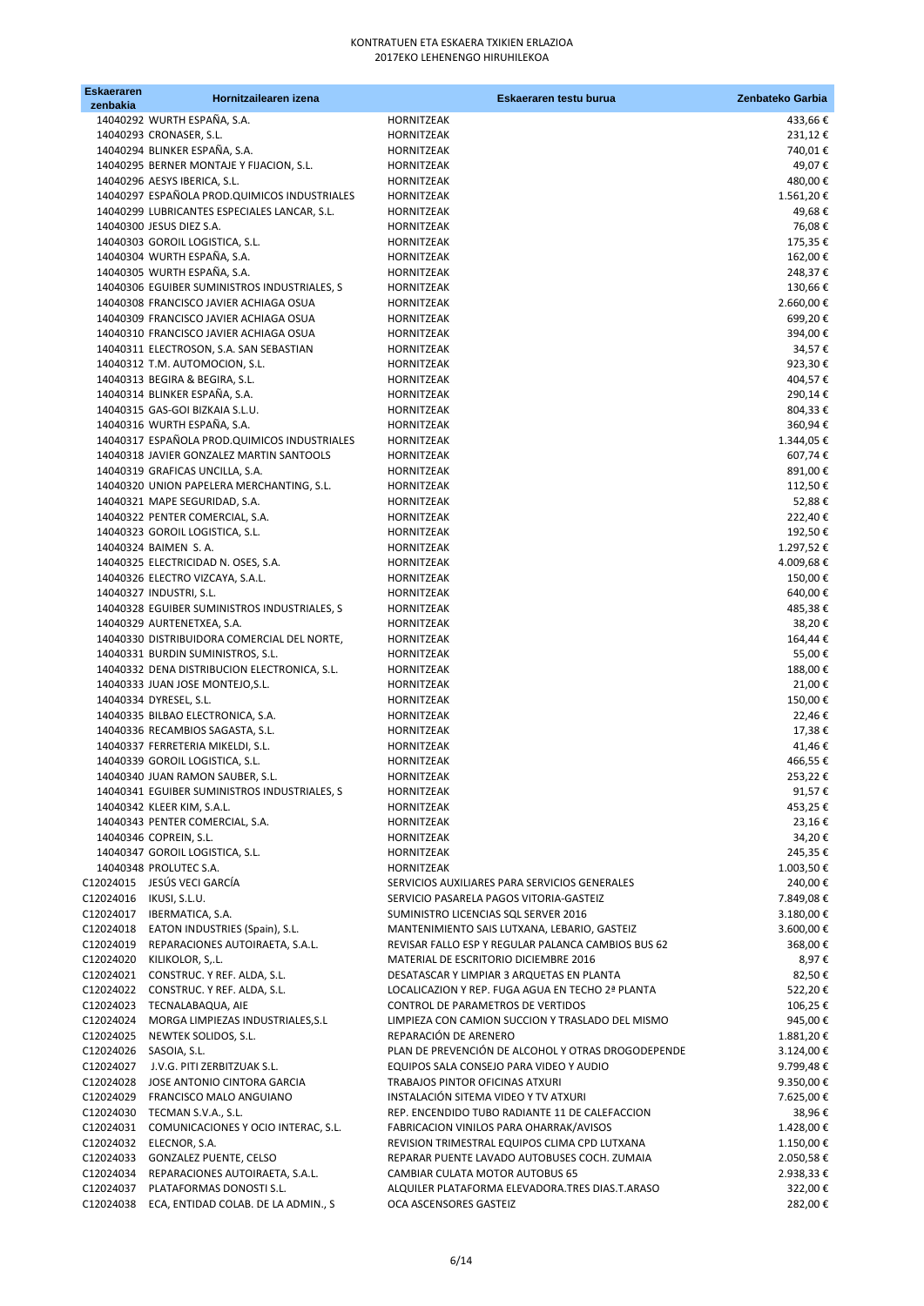KONTRATUEN ETA ESKAERA TXIKIEN ERLAZIOA
2017EKO LEHENENGO HIRUHILEKOA

| Eskaeraren zenbakia | Hornitzailearen izena | Eskaeraren testu burua | Zenbateko Garbia |
|---|---|---|---|
| 14040292 | WURTH ESPAÑA, S.A. | HORNITZEAK | 433,66 € |
| 14040293 | CRONASER, S.L. | HORNITZEAK | 231,12 € |
| 14040294 | BLINKER ESPAÑA, S.A. | HORNITZEAK | 740,01 € |
| 14040295 | BERNER MONTAJE Y FIJACION, S.L. | HORNITZEAK | 49,07 € |
| 14040296 | AESYS IBERICA, S.L. | HORNITZEAK | 480,00 € |
| 14040297 | ESPAÑOLA PROD.QUIMICOS INDUSTRIALES | HORNITZEAK | 1.561,20 € |
| 14040299 | LUBRICANTES ESPECIALES LANCAR, S.L. | HORNITZEAK | 49,68 € |
| 14040300 | JESUS DIEZ S.A. | HORNITZEAK | 76,08 € |
| 14040303 | GOROIL LOGISTICA, S.L. | HORNITZEAK | 175,35 € |
| 14040304 | WURTH ESPAÑA, S.A. | HORNITZEAK | 162,00 € |
| 14040305 | WURTH ESPAÑA, S.A. | HORNITZEAK | 248,37 € |
| 14040306 | EGUIBER SUMINISTROS INDUSTRIALES, S | HORNITZEAK | 130,66 € |
| 14040308 | FRANCISCO JAVIER ACHIAGA OSUA | HORNITZEAK | 2.660,00 € |
| 14040309 | FRANCISCO JAVIER ACHIAGA OSUA | HORNITZEAK | 699,20 € |
| 14040310 | FRANCISCO JAVIER ACHIAGA OSUA | HORNITZEAK | 394,00 € |
| 14040311 | ELECTROSON, S.A. SAN SEBASTIAN | HORNITZEAK | 34,57 € |
| 14040312 | T.M. AUTOMOCION, S.L. | HORNITZEAK | 923,30 € |
| 14040313 | BEGIRA & BEGIRA, S.L. | HORNITZEAK | 404,57 € |
| 14040314 | BLINKER ESPAÑA, S.A. | HORNITZEAK | 290,14 € |
| 14040315 | GAS-GOI BIZKAIA S.L.U. | HORNITZEAK | 804,33 € |
| 14040316 | WURTH ESPAÑA, S.A. | HORNITZEAK | 360,94 € |
| 14040317 | ESPAÑOLA PROD.QUIMICOS INDUSTRIALES | HORNITZEAK | 1.344,05 € |
| 14040318 | JAVIER GONZALEZ MARTIN SANTOOLS | HORNITZEAK | 607,74 € |
| 14040319 | GRAFICAS UNCILLA, S.A. | HORNITZEAK | 891,00 € |
| 14040320 | UNION PAPELERA MERCHANTING, S.L. | HORNITZEAK | 112,50 € |
| 14040321 | MAPE SEGURIDAD, S.A. | HORNITZEAK | 52,88 € |
| 14040322 | PENTER COMERCIAL, S.A. | HORNITZEAK | 222,40 € |
| 14040323 | GOROIL LOGISTICA, S.L. | HORNITZEAK | 192,50 € |
| 14040324 | BAIMEN S. A. | HORNITZEAK | 1.297,52 € |
| 14040325 | ELECTRICIDAD N. OSES, S.A. | HORNITZEAK | 4.009,68 € |
| 14040326 | ELECTRO VIZCAYA, S.A.L. | HORNITZEAK | 150,00 € |
| 14040327 | INDUSTRI, S.L. | HORNITZEAK | 640,00 € |
| 14040328 | EGUIBER SUMINISTROS INDUSTRIALES, S | HORNITZEAK | 485,38 € |
| 14040329 | AURTENETXEA, S.A. | HORNITZEAK | 38,20 € |
| 14040330 | DISTRIBUIDORA COMERCIAL DEL NORTE, | HORNITZEAK | 164,44 € |
| 14040331 | BURDIN SUMINISTROS, S.L. | HORNITZEAK | 55,00 € |
| 14040332 | DENA DISTRIBUCION ELECTRONICA, S.L. | HORNITZEAK | 188,00 € |
| 14040333 | JUAN JOSE MONTEJO,S.L. | HORNITZEAK | 21,00 € |
| 14040334 | DYRESEL, S.L. | HORNITZEAK | 150,00 € |
| 14040335 | BILBAO ELECTRONICA, S.A. | HORNITZEAK | 22,46 € |
| 14040336 | RECAMBIOS SAGASTA, S.L. | HORNITZEAK | 17,38 € |
| 14040337 | FERRETERIA MIKELDI, S.L. | HORNITZEAK | 41,46 € |
| 14040339 | GOROIL LOGISTICA, S.L. | HORNITZEAK | 466,55 € |
| 14040340 | JUAN RAMON SAUBER, S.L. | HORNITZEAK | 253,22 € |
| 14040341 | EGUIBER SUMINISTROS INDUSTRIALES, S | HORNITZEAK | 91,57 € |
| 14040342 | KLEER KIM, S.A.L. | HORNITZEAK | 453,25 € |
| 14040343 | PENTER COMERCIAL, S.A. | HORNITZEAK | 23,16 € |
| 14040346 | COPREIN, S.L. | HORNITZEAK | 34,20 € |
| 14040347 | GOROIL LOGISTICA, S.L. | HORNITZEAK | 245,35 € |
| 14040348 | PROLUTEC S.A. | HORNITZEAK | 1.003,50 € |
| C12024015 | JESÚS VECI GARCÍA | SERVICIOS AUXILIARES PARA SERVICIOS GENERALES | 240,00 € |
| C12024016 | IKUSI, S.L.U. | SERVICIO PASARELA PAGOS VITORIA-GASTEIZ | 7.849,08 € |
| C12024017 | IBERMATICA, S.A. | SUMINISTRO LICENCIAS SQL SERVER 2016 | 3.180,00 € |
| C12024018 | EATON INDUSTRIES (Spain), S.L. | MANTENIMIENTO SAIS LUTXANA, LEBARIO, GASTEIZ | 3.600,00 € |
| C12024019 | REPARACIONES AUTOIRAETA, S.A.L. | REVISAR FALLO ESP Y REGULAR PALANCA CAMBIOS BUS 62 | 368,00 € |
| C12024020 | KILIKOLOR, S,.L. | MATERIAL DE ESCRITORIO DICIEMBRE 2016 | 8,97 € |
| C12024021 | CONSTRUC. Y REF. ALDA, S.L. | DESATASCAR Y LIMPIAR 3 ARQUETAS EN PLANTA | 82,50 € |
| C12024022 | CONSTRUC. Y REF. ALDA, S.L. | LOCALICAZION Y REP. FUGA AGUA EN TECHO 2ª PLANTA | 522,20 € |
| C12024023 | TECNALABAQUA, AIE | CONTROL DE PARAMETROS DE VERTIDOS | 106,25 € |
| C12024024 | MORGA LIMPIEZAS INDUSTRIALES,S.L | LIMPIEZA CON CAMION SUCCION Y TRASLADO DEL MISMO | 945,00 € |
| C12024025 | NEWTEK SOLIDOS, S.L. | REPARACIÓN DE ARENERO | 1.881,20 € |
| C12024026 | SASOIA, S.L. | PLAN DE PREVENCIÓN DE ALCOHOL Y OTRAS DROGODEPENDE | 3.124,00 € |
| C12024027 | J.V.G. PITI ZERBITZUAK S.L. | EQUIPOS SALA CONSEJO PARA VIDEO Y AUDIO | 9.799,48 € |
| C12024028 | JOSE ANTONIO CINTORA GARCIA | TRABAJOS PINTOR OFICINAS ATXURI | 9.350,00 € |
| C12024029 | FRANCISCO MALO ANGUIANO | INSTALACIÓN SITEMA VIDEO Y TV ATXURI | 7.625,00 € |
| C12024030 | TECMAN S.V.A., S.L. | REP. ENCENDIDO TUBO RADIANTE 11 DE CALEFACCION | 38,96 € |
| C12024031 | COMUNICACIONES Y OCIO INTERAC, S.L. | FABRICACION VINILOS PARA OHARRAK/AVISOS | 1.428,00 € |
| C12024032 | ELECNOR, S.A. | REVISION TRIMESTRAL EQUIPOS CLIMA CPD LUTXANA | 1.150,00 € |
| C12024033 | GONZALEZ PUENTE, CELSO | REPARAR PUENTE LAVADO AUTOBUSES COCH. ZUMAIA | 2.050,58 € |
| C12024034 | REPARACIONES AUTOIRAETA, S.A.L. | CAMBIAR CULATA MOTOR AUTOBUS 65 | 2.938,33 € |
| C12024037 | PLATAFORMAS DONOSTI S.L. | ALQUILER PLATAFORMA ELEVADORA.TRES DIAS.T.ARASO | 322,00 € |
| C12024038 | ECA, ENTIDAD COLAB. DE LA ADMIN., S | OCA ASCENSORES GASTEIZ | 282,00 € |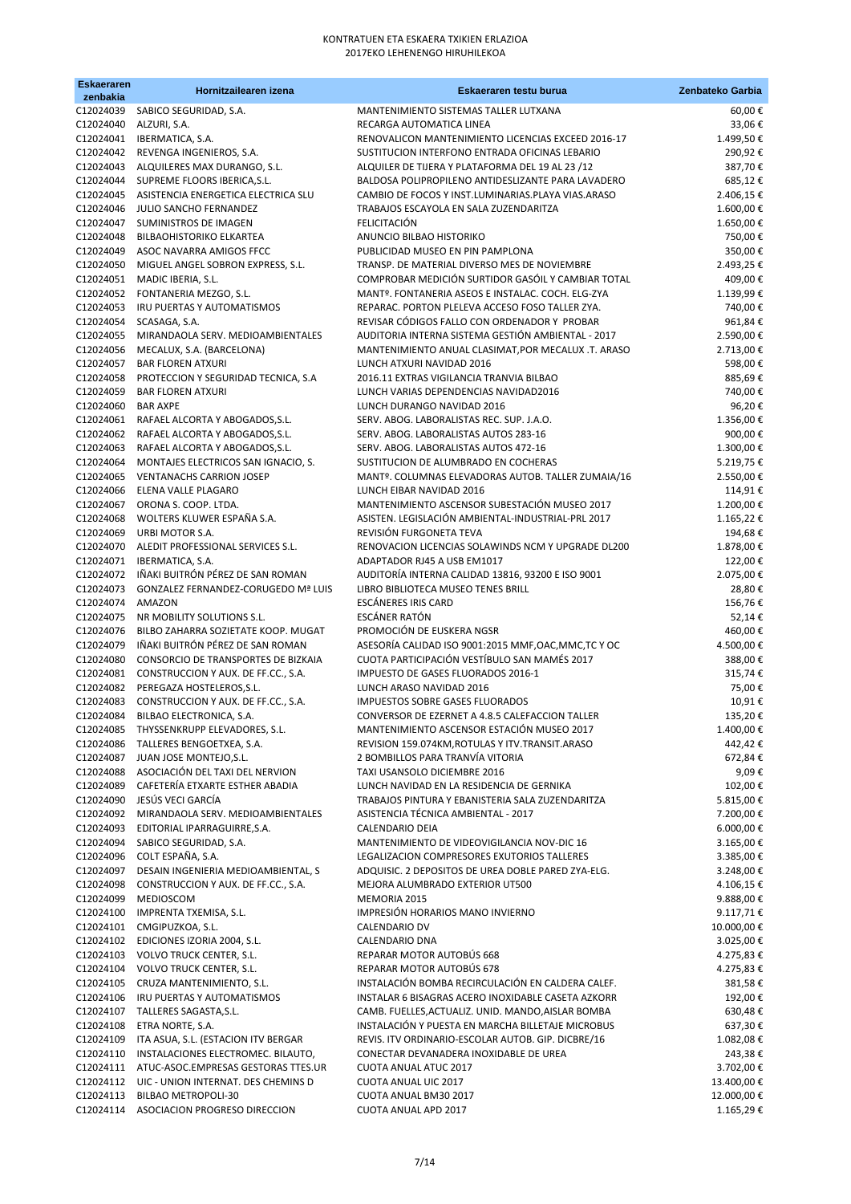KONTRATUEN ETA ESKAERA TXIKIEN ERLAZIOA
2017EKO LEHENENGO HIRUHILEKOA

| Eskaeraren zenbakia | Hornitzailearen izena | Eskaeraren testu burua | Zenbateko Garbia |
|---|---|---|---|
| C12024039 | SABICO SEGURIDAD, S.A. | MANTENIMIENTO SISTEMAS TALLER LUTXANA | 60,00 € |
| C12024040 | ALZURI, S.A. | RECARGA AUTOMATICA LINEA | 33,06 € |
| C12024041 | IBERMATICA, S.A. | RENOVALICON MANTENIMIENTO LICENCIAS EXCEED 2016-17 | 1.499,50 € |
| C12024042 | REVENGA INGENIEROS, S.A. | SUSTITUCION INTERFONO ENTRADA OFICINAS LEBARIO | 290,92 € |
| C12024043 | ALQUILERES MAX DURANGO, S.L. | ALQUILER DE TIJERA Y PLATAFORMA DEL 19 AL 23 /12 | 387,70 € |
| C12024044 | SUPREME FLOORS IBERICA,S.L. | BALDOSA POLIPROPILENO ANTIDESLIZANTE PARA LAVADERO | 685,12 € |
| C12024045 | ASISTENCIA ENERGETICA ELECTRICA SLU | CAMBIO DE FOCOS Y INST.LUMINARIAS.PLAYA VIAS.ARASO | 2.406,15 € |
| C12024046 | JULIO SANCHO FERNANDEZ | TRABAJOS ESCAYOLA EN SALA ZUZENDARITZA | 1.600,00 € |
| C12024047 | SUMINISTROS DE IMAGEN | FELICITACIÓN | 1.650,00 € |
| C12024048 | BILBAOHISTORIKO ELKARTEA | ANUNCIO BILBAO HISTORIKO | 750,00 € |
| C12024049 | ASOC NAVARRA AMIGOS FFCC | PUBLICIDAD MUSEO EN PIN PAMPLONA | 350,00 € |
| C12024050 | MIGUEL ANGEL SOBRON EXPRESS, S.L. | TRANSP. DE MATERIAL DIVERSO MES DE NOVIEMBRE | 2.493,25 € |
| C12024051 | MADIC IBERIA, S.L. | COMPROBAR MEDICIÓN SURTIDOR GASÓIL Y CAMBIAR TOTAL | 409,00 € |
| C12024052 | FONTANERIA MEZGO, S.L. | MANTº. FONTANERIA ASEOS E INSTALAC. COCH. ELG-ZYA | 1.139,99 € |
| C12024053 | IRU PUERTAS Y AUTOMATISMOS | REPARAC. PORTON PLELEVA ACCESO FOSO TALLER ZYA. | 740,00 € |
| C12024054 | SCASAGA, S.A. | REVISAR CÓDIGOS FALLO CON ORDENADOR Y PROBAR | 961,84 € |
| C12024055 | MIRANDAOLA SERV. MEDIOAMBIENTALES | AUDITORIA INTERNA SISTEMA GESTIÓN AMBIENTAL - 2017 | 2.590,00 € |
| C12024056 | MECALUX, S.A. (BARCELONA) | MANTENIMIENTO ANUAL CLASIMAT,POR MECALUX .T. ARASO | 2.713,00 € |
| C12024057 | BAR FLOREN ATXURI | LUNCH ATXURI NAVIDAD 2016 | 598,00 € |
| C12024058 | PROTECCION Y SEGURIDAD TECNICA, S.A | 2016.11 EXTRAS VIGILANCIA TRANVIA BILBAO | 885,69 € |
| C12024059 | BAR FLOREN ATXURI | LUNCH VARIAS DEPENDENCIAS NAVIDAD2016 | 740,00 € |
| C12024060 | BAR AXPE | LUNCH DURANGO NAVIDAD 2016 | 96,20 € |
| C12024061 | RAFAEL ALCORTA Y ABOGADOS,S.L. | SERV. ABOG. LABORALISTAS REC. SUP. J.A.O. | 1.356,00 € |
| C12024062 | RAFAEL ALCORTA Y ABOGADOS,S.L. | SERV. ABOG. LABORALISTAS AUTOS 283-16 | 900,00 € |
| C12024063 | RAFAEL ALCORTA Y ABOGADOS,S.L. | SERV. ABOG. LABORALISTAS AUTOS 472-16 | 1.300,00 € |
| C12024064 | MONTAJES ELECTRICOS SAN IGNACIO, S. | SUSTITUCION DE ALUMBRADO EN COCHERAS | 5.219,75 € |
| C12024065 | VENTANACHS CARRION JOSEP | MANTº. COLUMNAS ELEVADORAS AUTOB. TALLER ZUMAIA/16 | 2.550,00 € |
| C12024066 | ELENA VALLE PLAGARO | LUNCH EIBAR NAVIDAD 2016 | 114,91 € |
| C12024067 | ORONA S. COOP. LTDA. | MANTENIMIENTO ASCENSOR SUBESTACIÓN MUSEO 2017 | 1.200,00 € |
| C12024068 | WOLTERS KLUWER ESPAÑA S.A. | ASISTEN. LEGISLACIÓN AMBIENTAL-INDUSTRIAL-PRL 2017 | 1.165,22 € |
| C12024069 | URBI MOTOR S.A. | REVISIÓN FURGONETA TEVA | 194,68 € |
| C12024070 | ALEDIT PROFESSIONAL SERVICES S.L. | RENOVACION LICENCIAS SOLAWINDS NCM Y UPGRADE DL200 | 1.878,00 € |
| C12024071 | IBERMATICA, S.A. | ADAPTADOR RJ45 A USB EM1017 | 122,00 € |
| C12024072 | IÑAKI BUITRÓN PÉREZ DE SAN ROMAN | AUDITORÍA INTERNA CALIDAD 13816, 93200 E ISO 9001 | 2.075,00 € |
| C12024073 | GONZALEZ FERNANDEZ-CORUGEDO Mª LUIS | LIBRO BIBLIOTECA MUSEO TENES BRILL | 28,80 € |
| C12024074 | AMAZON | ESCÁNERES IRIS CARD | 156,76 € |
| C12024075 | NR MOBILITY SOLUTIONS S.L. | ESCÁNER RATÓN | 52,14 € |
| C12024076 | BILBO ZAHARRA SOZIETATE KOOP. MUGAT | PROMOCIÓN DE EUSKERA NGSR | 460,00 € |
| C12024079 | IÑAKI BUITRÓN PÉREZ DE SAN ROMAN | ASESORÍA CALIDAD ISO 9001:2015 MMF,OAC,MMC,TC Y OC | 4.500,00 € |
| C12024080 | CONSORCIO DE TRANSPORTES DE BIZKAIA | CUOTA PARTICIPACIÓN VESTÍBULO SAN MAMÉS 2017 | 388,00 € |
| C12024081 | CONSTRUCCION Y AUX. DE FF.CC., S.A. | IMPUESTO DE GASES FLUORADOS 2016-1 | 315,74 € |
| C12024082 | PEREGAZA HOSTELEROS,S.L. | LUNCH ARASO NAVIDAD 2016 | 75,00 € |
| C12024083 | CONSTRUCCION Y AUX. DE FF.CC., S.A. | IMPUESTOS SOBRE GASES FLUORADOS | 10,91 € |
| C12024084 | BILBAO ELECTRONICA, S.A. | CONVERSOR DE EZERNET A 4.8.5 CALEFACCION TALLER | 135,20 € |
| C12024085 | THYSSENKRUPP ELEVADORES, S.L. | MANTENIMIENTO ASCENSOR ESTACIÓN MUSEO 2017 | 1.400,00 € |
| C12024086 | TALLERES BENGOETXEA, S.A. | REVISION 159.074KM,ROTULAS Y ITV.TRANSIT.ARASO | 442,42 € |
| C12024087 | JUAN JOSE MONTEJO,S.L. | 2 BOMBILLOS PARA TRANVÍA VITORIA | 672,84 € |
| C12024088 | ASOCIACIÓN DEL TAXI DEL NERVION | TAXI USANSOLO DICIEMBRE 2016 | 9,09 € |
| C12024089 | CAFETERÍA ETXARTE ESTHER ABADIA | LUNCH NAVIDAD EN LA RESIDENCIA DE GERNIKA | 102,00 € |
| C12024090 | JESÚS VECI GARCÍA | TRABAJOS PINTURA Y EBANISTERIA SALA ZUZENDARITZA | 5.815,00 € |
| C12024092 | MIRANDAOLA SERV. MEDIOAMBIENTALES | ASISTENCIA TÉCNICA AMBIENTAL - 2017 | 7.200,00 € |
| C12024093 | EDITORIAL IPARRAGUIRRE,S.A. | CALENDARIO DEIA | 6.000,00 € |
| C12024094 | SABICO SEGURIDAD, S.A. | MANTENIMIENTO DE VIDEOVIGILANCIA NOV-DIC 16 | 3.165,00 € |
| C12024096 | COLT ESPAÑA, S.A. | LEGALIZACION COMPRESORES EXUTORIOS TALLERES | 3.385,00 € |
| C12024097 | DESAIN INGENIERIA MEDIOAMBIENTAL, S | ADQUISIC. 2 DEPOSITOS DE UREA DOBLE PARED ZYA-ELG. | 3.248,00 € |
| C12024098 | CONSTRUCCION Y AUX. DE FF.CC., S.A. | MEJORA ALUMBRADO EXTERIOR UT500 | 4.106,15 € |
| C12024099 | MEDIOSCOM | MEMORIA 2015 | 9.888,00 € |
| C12024100 | IMPRENTA TXEMISA, S.L. | IMPRESIÓN HORARIOS MANO INVIERNO | 9.117,71 € |
| C12024101 | CMGIPUZKOA, S.L. | CALENDARIO DV | 10.000,00 € |
| C12024102 | EDICIONES IZORIA 2004, S.L. | CALENDARIO DNA | 3.025,00 € |
| C12024103 | VOLVO TRUCK CENTER, S.L. | REPARAR MOTOR AUTOBÚS 668 | 4.275,83 € |
| C12024104 | VOLVO TRUCK CENTER, S.L. | REPARAR MOTOR AUTOBÚS 678 | 4.275,83 € |
| C12024105 | CRUZA MANTENIMIENTO, S.L. | INSTALACIÓN BOMBA RECIRCULACIÓN EN CALDERA CALEF. | 381,58 € |
| C12024106 | IRU PUERTAS Y AUTOMATISMOS | INSTALAR 6 BISAGRAS ACERO INOXIDABLE CASETA AZKORR | 192,00 € |
| C12024107 | TALLERES SAGASTA,S.L. | CAMB. FUELLES,ACTUALIZ. UNID. MANDO,AISLAR BOMBA | 630,48 € |
| C12024108 | ETRA NORTE, S.A. | INSTALACIÓN Y PUESTA EN MARCHA BILLETAJE MICROBUS | 637,30 € |
| C12024109 | ITA ASUA, S.L. (ESTACION ITV BERGAR | REVIS. ITV ORDINARIO-ESCOLAR AUTOB. GIP. DICBRE/16 | 1.082,08 € |
| C12024110 | INSTALACIONES ELECTROMEC. BILAUTO, | CONECTAR DEVANADERA INOXIDABLE DE UREA | 243,38 € |
| C12024111 | ATUC-ASOC.EMPRESAS GESTORAS TTES.UR | CUOTA ANUAL ATUC 2017 | 3.702,00 € |
| C12024112 | UIC - UNION INTERNAT. DES CHEMINS D | CUOTA ANUAL UIC 2017 | 13.400,00 € |
| C12024113 | BILBAO METROPOLI-30 | CUOTA ANUAL BM30 2017 | 12.000,00 € |
| C12024114 | ASOCIACION PROGRESO DIRECCION | CUOTA ANUAL APD 2017 | 1.165,29 € |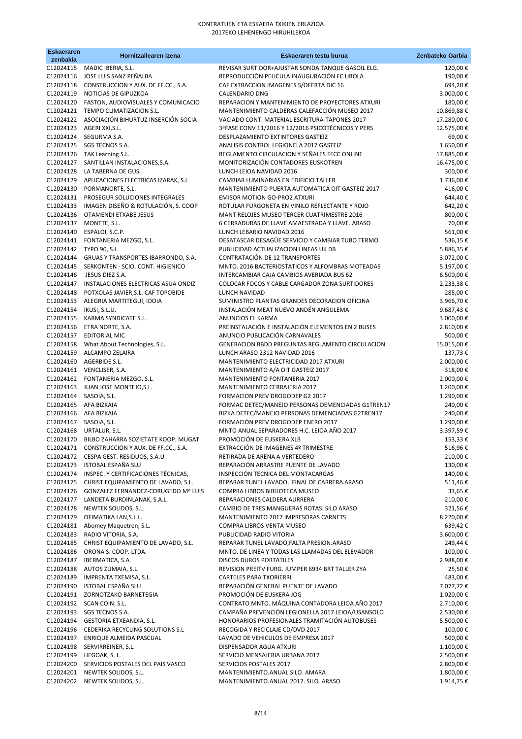KONTRATUEN ETA ESKAERA TXIKIEN ERLAZIOA
2017EKO LEHENENGO HIRUHILEKOA

| Eskaeraren zenbakia | Hornitzailearen izena | Eskaeraren testu burua | Zenbateko Garbia |
|---|---|---|---|
| C12024115 | MADIC IBERIA, S.L. | REVISAR SURTIDOR+AJUSTAR SONDA TANQUE GASOIL ELG. | 120,00 € |
| C12024116 | JOSE LUIS SANZ PEÑALBA | REPRODUCCIÓN PELICULA INAUGURACIÓN FC UROLA | 190,00 € |
| C12024118 | CONSTRUCCION Y AUX. DE FF.CC., S.A. | CAF EXTRACCION IMAGENES S/OFERTA DIC 16 | 694,20 € |
| C12024119 | NOTICIAS DE GIPUZKOA | CALENDARIO DNG | 3.000,00 € |
| C12024120 | FASTON, AUDIOVISUALES Y COMUNICACIO | REPARACION Y MANTENIMIENTO DE PROYECTORES ATXURI | 180,00 € |
| C12024121 | TEMPO CLIMATIZACION S.L. | MANTENIMIENTO CALDERAS CALEFACCIÓN MUSEO 2017 | 10.869,88 € |
| C12024122 | ASOCIACIÓN BIHURTUZ INSERCIÓN SOCIA | VACIADO CONT. MATERIAL ESCRITURA-TAPONES 2017 | 17.280,00 € |
| C12024123 | AGERI XXI,S.L. | 3ªFASE CONV 11/2016 Y 12/2016 PSICOTÉCNICOS Y PERS | 12.575,00 € |
| C12024124 | SEGURMA S.A. | DESPLAZAMIENTO EXTINTORES GASTEIZ | 69,00 € |
| C12024125 | SGS TECNOS S.A. | ANALISIS CONTROL LEGIONELA 2017 GASTEIZ | 1.650,00 € |
| C12024126 | TAK Learning S.L. | REGLAMENTO CIRCULACION Y SEÑALES FFCC ONLINE | 17.885,00 € |
| C12024127 | SANTILLAN INSTALACIONES,S.A. | MONITORIZACIÓN CONTADORES EUSKOTREN | 16.475,00 € |
| C12024128 | LA TABERNA DE GUS | LUNCH LEIOA NAVIDAD 2016 | 300,00 € |
| C12024129 | APLICACIONES ELECTRICAS IZARAK, S.L | CAMBIAR LUMINARIAS EN EDIFICIO TALLER | 1.736,00 € |
| C12024130 | PORMANORTE, S.L. | MANTENIMIENTO PUERTA AUTOMATICA OIT GASTEIZ 2017 | 416,00 € |
| C12024131 | PROSEGUR SOLUCIONES INTEGRALES | EMISOR MOTION GO-PRO2 ATXURI | 644,40 € |
| C12024133 | IMAGEN DISEÑO & ROTULACIÓN, S. COOP | ROTULAR FURGONETA EN VINILO REFLECTANTE Y ROJO | 642,20 € |
| C12024136 | OTAMENDI ETXABE JESUS | MANT RELOJES MUSEO TERCER CUATRIMESTRE 2016 | 800,00 € |
| C12024137 | MONTTE, S.L. | 6 CERRADURAS DE LLAVE AMAESTRADA Y LLAVE. ARASO | 70,00 € |
| C12024140 | ESPALOI, S.C.P. | LUNCH LEBARIO NAVIDAD 2016 | 561,00 € |
| C12024141 | FONTANERIA MEZGO, S.L. | DESATASCAR DESAGÜE SERVICIO Y CAMBIAR TUBO TERMO | 536,15 € |
| C12024142 | TYPO 90, S.L. | PUBLICIDAD ACTUALIZACION LINEAS UK DB | 5.886,35 € |
| C12024144 | GRUAS Y TRANSPORTES IBARRONDO, S.A. | CONTRATACIÓN DE 12 TRANSPORTES | 3.072,00 € |
| C12024145 | SERKONTEN - SCIO. CONT. HIGIENICO | MNTO. 2016 BACTERIOSTATICOS Y ALFOMBRAS MOTEADAS | 5.197,00 € |
| C12024146 | JESUS DIEZ S.A. | INTERCAMBIAR CAJA CAMBIOS AVERIADA BUS 62 | 6.500,00 € |
| C12024147 | INSTALACIONES ELECTRICAS ASUA ONDIZ | COLOCAR FOCOS Y CABLE CARGADOR ZONA SURTIDORES | 2.233,38 € |
| C12024148 | POTXOLAS JAVIER,S.L. CAF TOPOBIDE | LUNCH NAVIDAD | 285,00 € |
| C12024153 | ALEGRIA MARTITEGUI, IDOIA | SUMINISTRO PLANTAS GRANDES DECORACION OFICINA | 3.966,70 € |
| C12024154 | IKUSI, S.L.U. | INSTALACIÓN MEAT NUEVO ANDÉN ANGULEMA | 9.687,43 € |
| C12024155 | KARMA SYNDICATE S.L. | ANUNCIOS EL KARMA | 3.000,00 € |
| C12024156 | ETRA NORTE, S.A. | PREINSTALACIÓN E INSTALACIÓN ELEMENTOS EN 2 BUSES | 2.810,00 € |
| C12024157 | EDITORIAL MIC | ANUNCIO PUBLICACIÓN CARNAVALES | 500,00 € |
| C12024158 | What About Technologies, S.L. | GENERACION BBDD PREGUNTAS REGLAMENTO CIRCULACION | 15.015,00 € |
| C12024159 | ALCAMPO ZELAIRA | LUNCH ARASO 2312 NAVIDAD 2016 | 137,73 € |
| C12024160 | AGERBIDE S.L. | MANTENIMIENTO ELECTRICIDAD 2017 ATXURI | 2.000,00 € |
| C12024161 | VENCLISER, S.A. | MANTENIMIENTO A/A OIT GASTEIZ 2017 | 318,00 € |
| C12024162 | FONTANERIA MEZGO, S.L. | MANTENIMIENTO FONTANERIA 2017 | 2.000,00 € |
| C12024163 | JUAN JOSE MONTEJO,S.L. | MANTENIMIENTO CERRAJERIA 2017 | 1.200,00 € |
| C12024164 | SASOIA, S.L. | FORMACION PREV DROGODEP G2 2017 | 1.290,00 € |
| C12024165 | AFA BIZKAIA | FORMAC DETEC/MANEJO PERSONAS DEMENCIADAS G1TREN17 | 240,00 € |
| C12024166 | AFA BIZKAIA | BIZKA DETEC/MANEJO PERSONAS DEMENCIADAS G2TREN17 | 240,00 € |
| C12024167 | SASOIA, S.L. | FORMACIÓN PREV DROGODEP ENERO 2017 | 1.290,00 € |
| C12024168 | URTALUR, S.L. | MNTO ANUAL SEPARADORES H.C. LEIOA AÑO 2017 | 3.397,59 € |
| C12024170 | BILBO ZAHARRA SOZIETATE KOOP. MUGAT | PROMOCIÓN DE EUSKERA XLB | 153,33 € |
| C12024171 | CONSTRUCCION Y AUX. DE FF.CC., S.A. | EXTRACCIÓN DE IMAGENES 4º TRIMESTRE | 516,96 € |
| C12024172 | CESPA GEST. RESIDUOS, S.A.U | RETIRADA DE ARENA A VERTEDERO | 210,00 € |
| C12024173 | ISTOBAL ESPAÑA SLU | REPARACIÓN ARRASTRE PUENTE DE LAVADO | 130,00 € |
| C12024174 | INSPEC. Y CERTIFICACIONES TÉCNICAS, | INSPECCIÓN TECNICA DEL MONTACARGAS | 140,00 € |
| C12024175 | CHRIST EQUIPAMIENTO DE LAVADO, S.L. | REPARAR TUNEL LAVADO, FINAL DE CARRERA.ARASO | 511,46 € |
| C12024176 | GONZALEZ FERNANDEZ-CORUGEDO Mª LUIS | COMPRA LIBROS BIBLIOTECA MUSEO | 33,65 € |
| C12024177 | LANDETA BURDINLANAK, S.A.L. | REPARACIONES CALDERA AURRERA | 210,00 € |
| C12024178 | NEWTEK SOLIDOS, S.L. | CAMBIO DE TRES MANGUERAS ROTAS. SILO ARASO | 321,56 € |
| C12024179 | OFIMATIKA LAN,S.L.L. | MANTENIMIENTO 2017 IMPRESORAS CARNETS | 8.220,00 € |
| C12024181 | Abomey Maquetren, S.L. | COMPRA LIBROS VENTA MUSEO | 639,42 € |
| C12024183 | RADIO VITORIA, S.A. | PUBLICIDAD RADIO VITORIA | 3.600,00 € |
| C12024185 | CHRIST EQUIPAMIENTO DE LAVADO, S.L. | REPARAR TUNEL LAVADO,FALTA PRESION.ARASO | 249,44 € |
| C12024186 | ORONA S. COOP. LTDA. | MNTO. DE LINEA Y TODAS LAS LLAMADAS DEL ELEVADOR | 100,00 € |
| C12024187 | IBERMATICA, S.A. | DISCOS DUROS PORTATILES | 2.988,00 € |
| C12024188 | AUTOS ZUMAIA, S.L. | REVISION PREITV FURG. JUMPER 6934 BRT TALLER ZYA | 25,50 € |
| C12024189 | IMPRENTA TXEMISA, S.L. | CARTELES PARA TXORIERRI | 483,00 € |
| C12024190 | ISTOBAL ESPAÑA SLU | REPARACIÓN GENERAL PUENTE DE LAVADO | 7.077,72 € |
| C12024191 | ZORNOTZAKO BARNETEGIA | PROMOCIÓN DE EUSKERA JOG | 1.020,00 € |
| C12024192 | SCAN COIN, S.L. | CONTRATO MNTO. MÁQUINA CONTADORA LEIOA AÑO 2017 | 2.710,00 € |
| C12024193 | SGS TECNOS S.A. | CAMPAÑA PREVENCIÓN LEGIONELLA 2017 LEIOA/USANSOLO | 2.530,00 € |
| C12024194 | GESTORIA ETXEANDIA, S.L. | HONORARIOS PROFESIONALES TRAMITACIÓN AUTOBUSES | 5.500,00 € |
| C12024196 | CEDERIKA RECYCLING SOLUTIONS S.L | RECOGIDA Y RECICLAJE CD/DVD 2017 | 100,00 € |
| C12024197 | ENRIQUE ALMEIDA PASCUAL | LAVADO DE VEHICULOS DE EMPRESA 2017 | 500,00 € |
| C12024198 | SERVIRREINER, S.L. | DISPENSADOR AGUA ATXURI | 1.100,00 € |
| C12024199 | HEGOAK, S. L. | SERVICIO MENSAJERIA URBANA 2017 | 2.500,00 € |
| C12024200 | SERVICIOS POSTALES DEL PAIS VASCO | SERVICIOS POSTALES 2017 | 2.800,00 € |
| C12024201 | NEWTEK SOLIDOS, S.L. | MANTENIMIENTO.ANUAL.SILO. AMARA | 1.800,00 € |
| C12024202 | NEWTEK SOLIDOS, S.L. | MANTENIMIENTO.ANUAL.2017. SILO. ARASO | 1.914,75 € |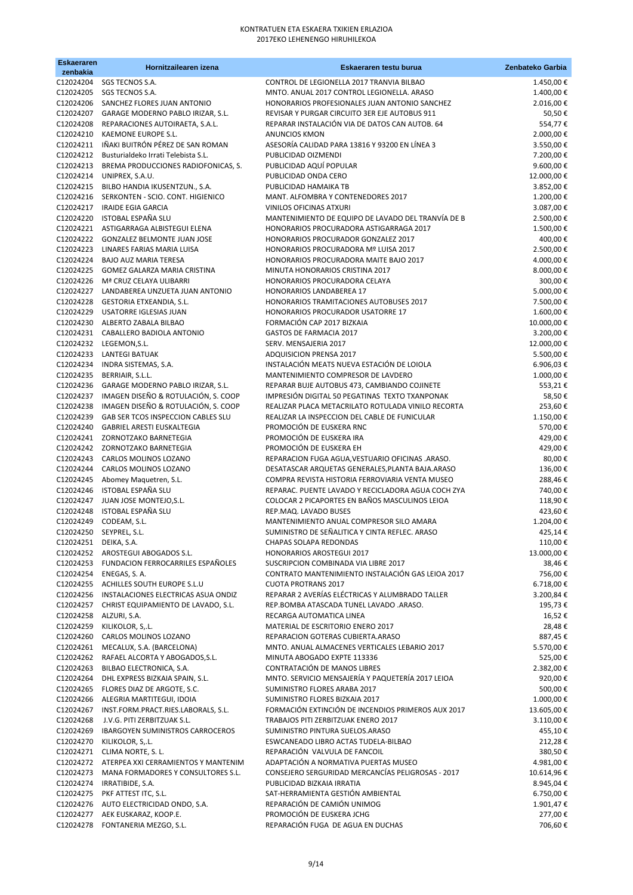KONTRATUEN ETA ESKAERA TXIKIEN ERLAZIOA
2017EKO LEHENENGO HIRUHILEKOA

| Eskaeraren zenbakia | Hornitzailearen izena | Eskaeraren testu burua | Zenbateko Garbia |
|---|---|---|---|
| C12024204 | SGS TECNOS S.A. | CONTROL DE LEGIONELLA 2017 TRANVIA BILBAO | 1.450,00 € |
| C12024205 | SGS TECNOS S.A. | MNTO. ANUAL 2017 CONTROL LEGIONELLA. ARASO | 1.400,00 € |
| C12024206 | SANCHEZ FLORES JUAN ANTONIO | HONORARIOS PROFESIONALES JUAN ANTONIO SANCHEZ | 2.016,00 € |
| C12024207 | GARAGE MODERNO PABLO IRIZAR, S.L. | REVISAR Y PURGAR CIRCUITO 3ER EJE AUTOBUS 911 | 50,50 € |
| C12024208 | REPARACIONES AUTOIRAETA, S.A.L. | REPARAR INSTALACIÓN VIA DE DATOS CAN AUTOB. 64 | 554,77 € |
| C12024210 | KAEMONE EUROPE S.L. | ANUNCIOS KMON | 2.000,00 € |
| C12024211 | IÑAKI BUITRÓN PÉREZ DE SAN ROMAN | ASESORÍA CALIDAD PARA 13816 Y 93200 EN LÍNEA 3 | 3.550,00 € |
| C12024212 | Busturialdeko Irrati Telebista S.L. | PUBLICIDAD OIZMENDI | 7.200,00 € |
| C12024213 | BREMA PRODUCCIONES RADIOFONICAS, S. | PUBLICIDAD AQUÍ POPULAR | 9.600,00 € |
| C12024214 | UNIPREX, S.A.U. | PUBLICIDAD ONDA CERO | 12.000,00 € |
| C12024215 | BILBO HANDIA IKUSENTZUN., S.A. | PUBLICIDAD HAMAIKA TB | 3.852,00 € |
| C12024216 | SERKONTEN - SCIO. CONT. HIGIENICO | MANT. ALFOMBRA Y CONTENEDORES 2017 | 1.200,00 € |
| C12024217 | IRAIDE EGIA GARCIA | VINILOS OFICINAS ATXURI | 3.087,00 € |
| C12024220 | ISTOBAL ESPAÑA SLU | MANTENIMIENTO DE EQUIPO DE LAVADO DEL TRANVÍA DE B | 2.500,00 € |
| C12024221 | ASTIGARRAGA ALBISTEGUI ELENA | HONORARIOS PROCURADORA ASTIGARRAGA 2017 | 1.500,00 € |
| C12024222 | GONZALEZ BELMONTE JUAN JOSE | HONORARIOS PROCURADOR GONZALEZ 2017 | 400,00 € |
| C12024223 | LINARES FARIAS MARIA LUISA | HONORARIOS PROCURADORA Mª LUISA 2017 | 2.500,00 € |
| C12024224 | BAJO AUZ MARIA TERESA | HONORARIOS PROCURADORA MAITE BAJO 2017 | 4.000,00 € |
| C12024225 | GOMEZ GALARZA MARIA CRISTINA | MINUTA HONORARIOS CRISTINA 2017 | 8.000,00 € |
| C12024226 | Mª CRUZ CELAYA ULIBARRI | HONORARIOS PROCURADORA CELAYA | 300,00 € |
| C12024227 | LANDABEREA UNZUETA JUAN ANTONIO | HONORARIOS LANDABEREA 17 | 5.000,00 € |
| C12024228 | GESTORIA ETXEANDIA, S.L. | HONORARIOS TRAMITACIONES AUTOBUSES 2017 | 7.500,00 € |
| C12024229 | USATORRE IGLESIAS JUAN | HONORARIOS PROCURADOR USATORRE 17 | 1.600,00 € |
| C12024230 | ALBERTO ZABALA BILBAO | FORMACIÓN CAP 2017 BIZKAIA | 10.000,00 € |
| C12024231 | CABALLERO BADIOLA ANTONIO | GASTOS DE FARMACIA 2017 | 3.200,00 € |
| C12024232 | LEGEMON,S.L. | SERV. MENSAJERIA 2017 | 12.000,00 € |
| C12024233 | LANTEGI BATUAK | ADQUISICION PRENSA 2017 | 5.500,00 € |
| C12024234 | INDRA SISTEMAS, S.A. | INSTALACIÓN MEATS NUEVA ESTACIÓN DE LOIOLA | 6.906,03 € |
| C12024235 | BERRIAIR, S.L.L. | MANTENIMIENTO COMPRESOR DE LAVDERO | 1.000,00 € |
| C12024236 | GARAGE MODERNO PABLO IRIZAR, S.L. | REPARAR BUJE AUTOBUS 473, CAMBIANDO COJINETE | 553,21 € |
| C12024237 | IMAGEN DISEÑO & ROTULACIÓN, S. COOP | IMPRESIÓN DIGITAL 50 PEGATINAS TEXTO TXANPONAK | 58,50 € |
| C12024238 | IMAGEN DISEÑO & ROTULACIÓN, S. COOP | REALIZAR PLACA METACRILATO ROTULADA VINILO RECORTA | 253,60 € |
| C12024239 | GAB SER TCOS INSPECCION CABLES SLU | REALIZAR LA INSPECCION DEL CABLE DE FUNICULAR | 1.150,00 € |
| C12024240 | GABRIEL ARESTI EUSKALTEGIA | PROMOCIÓN DE EUSKERA RNC | 570,00 € |
| C12024241 | ZORNOTZAKO BARNETEGIA | PROMOCIÓN DE EUSKERA IRA | 429,00 € |
| C12024242 | ZORNOTZAKO BARNETEGIA | PROMOCIÓN DE EUSKERA EH | 429,00 € |
| C12024243 | CARLOS MOLINOS LOZANO | REPARACION FUGA AGUA,VESTUARIO OFICINAS .ARASO. | 80,00 € |
| C12024244 | CARLOS MOLINOS LOZANO | DESATASCAR ARQUETAS GENERALES,PLANTA BAJA.ARASO | 136,00 € |
| C12024245 | Abomey Maquetren, S.L. | COMPRA REVISTA HISTORIA FERROVIARIA VENTA MUSEO | 288,46 € |
| C12024246 | ISTOBAL ESPAÑA SLU | REPARAC. PUENTE LAVADO Y RECICLADORA AGUA COCH ZYA | 740,00 € |
| C12024247 | JUAN JOSE MONTEJO,S.L. | COLOCAR 2 PICAPORTES EN BAÑOS MASCULINOS LEIOA | 118,90 € |
| C12024248 | ISTOBAL ESPAÑA SLU | REP.MAQ. LAVADO BUSES | 423,60 € |
| C12024249 | CODEAM, S.L. | MANTENIMIENTO ANUAL COMPRESOR SILO AMARA | 1.204,00 € |
| C12024250 | SEYPREL, S.L. | SUMINISTRO DE SEÑALITICA Y CINTA REFLEC. ARASO | 425,14 € |
| C12024251 | DEIKA, S.A. | CHAPAS SOLAPA REDONDAS | 110,00 € |
| C12024252 | AROSTEGUI ABOGADOS S.L. | HONORARIOS AROSTEGUI 2017 | 13.000,00 € |
| C12024253 | FUNDACION FERROCARRILES ESPAÑOLES | SUSCRIPCION COMBINADA VIA LIBRE 2017 | 38,46 € |
| C12024254 | ENEGAS, S. A. | CONTRATO MANTENIMIENTO INSTALACIÓN GAS LEIOA 2017 | 756,00 € |
| C12024255 | ACHILLES SOUTH EUROPE S.L.U | CUOTA PROTRANS 2017 | 6.718,00 € |
| C12024256 | INSTALACIONES ELECTRICAS ASUA ONDIZ | REPARAR 2 AVERÍAS ELÉCTRICAS Y ALUMBRADO TALLER | 3.200,84 € |
| C12024257 | CHRIST EQUIPAMIENTO DE LAVADO, S.L. | REP.BOMBA ATASCADA TUNEL LAVADO .ARASO. | 195,73 € |
| C12024258 | ALZURI, S.A. | RECARGA AUTOMATICA LINEA | 16,52 € |
| C12024259 | KILIKOLOR, S,.L. | MATERIAL DE ESCRITORIO ENERO 2017 | 28,48 € |
| C12024260 | CARLOS MOLINOS LOZANO | REPARACION GOTERAS CUBIERTA.ARASO | 887,45 € |
| C12024261 | MECALUX, S.A. (BARCELONA) | MNTO. ANUAL ALMACENES VERTICALES LEBARIO 2017 | 5.570,00 € |
| C12024262 | RAFAEL ALCORTA Y ABOGADOS,S.L. | MINUTA ABOGADO EXPTE 113336 | 525,00 € |
| C12024263 | BILBAO ELECTRONICA, S.A. | CONTRATACIÓN DE MANOS LIBRES | 2.382,00 € |
| C12024264 | DHL EXPRESS BIZKAIA SPAIN, S.L. | MNTO. SERVICIO MENSAJERÍA Y PAQUETERÍA 2017 LEIOA | 920,00 € |
| C12024265 | FLORES DIAZ DE ARGOTE, S.C. | SUMINISTRO FLORES ARABA 2017 | 500,00 € |
| C12024266 | ALEGRIA MARTITEGUI, IDOIA | SUMINISTRO FLORES BIZKAIA 2017 | 1.000,00 € |
| C12024267 | INST.FORM.PRACT.RIES.LABORALS, S.L. | FORMACIÓN EXTINCIÓN DE INCENDIOS PRIMEROS AUX 2017 | 13.605,00 € |
| C12024268 | J.V.G. PITI ZERBITZUAK S.L. | TRABAJOS PITI ZERBITZUAK ENERO 2017 | 3.110,00 € |
| C12024269 | IBARGOYEN SUMINISTROS CARROCEROS | SUMINISTRO PINTURA SUELOS.ARASO | 455,10 € |
| C12024270 | KILIKOLOR, S,.L. | ESWCANEADO LIBRO ACTAS TUDELA-BILBAO | 212,28 € |
| C12024271 | CLIMA NORTE, S. L. | REPARACIÓN VALVULA DE FANCOIL | 380,50 € |
| C12024272 | ATERPEA XXI CERRAMIENTOS Y MANTENIM | ADAPTACIÓN A NORMATIVA PUERTAS MUSEO | 4.981,00 € |
| C12024273 | MANA FORMADORES Y CONSULTORES S.L. | CONSEJERO SEGURIDAD MERCANCÍAS PELIGROSAS - 2017 | 10.614,96 € |
| C12024274 | IRRATIBIDE, S.A. | PUBLICIDAD BIZKAIA IRRATIA | 8.945,04 € |
| C12024275 | PKF ATTEST ITC, S.L. | SAT-HERRAMIENTA GESTIÓN AMBIENTAL | 6.750,00 € |
| C12024276 | AUTO ELECTRICIDAD ONDO, S.A. | REPARACIÓN DE CAMIÓN UNIMOG | 1.901,47 € |
| C12024277 | AEK EUSKARAZ, KOOP.E. | PROMOCIÓN DE EUSKERA JCHG | 277,00 € |
| C12024278 | FONTANERIA MEZGO, S.L. | REPARACIÓN FUGA DE AGUA EN DUCHAS | 706,60 € |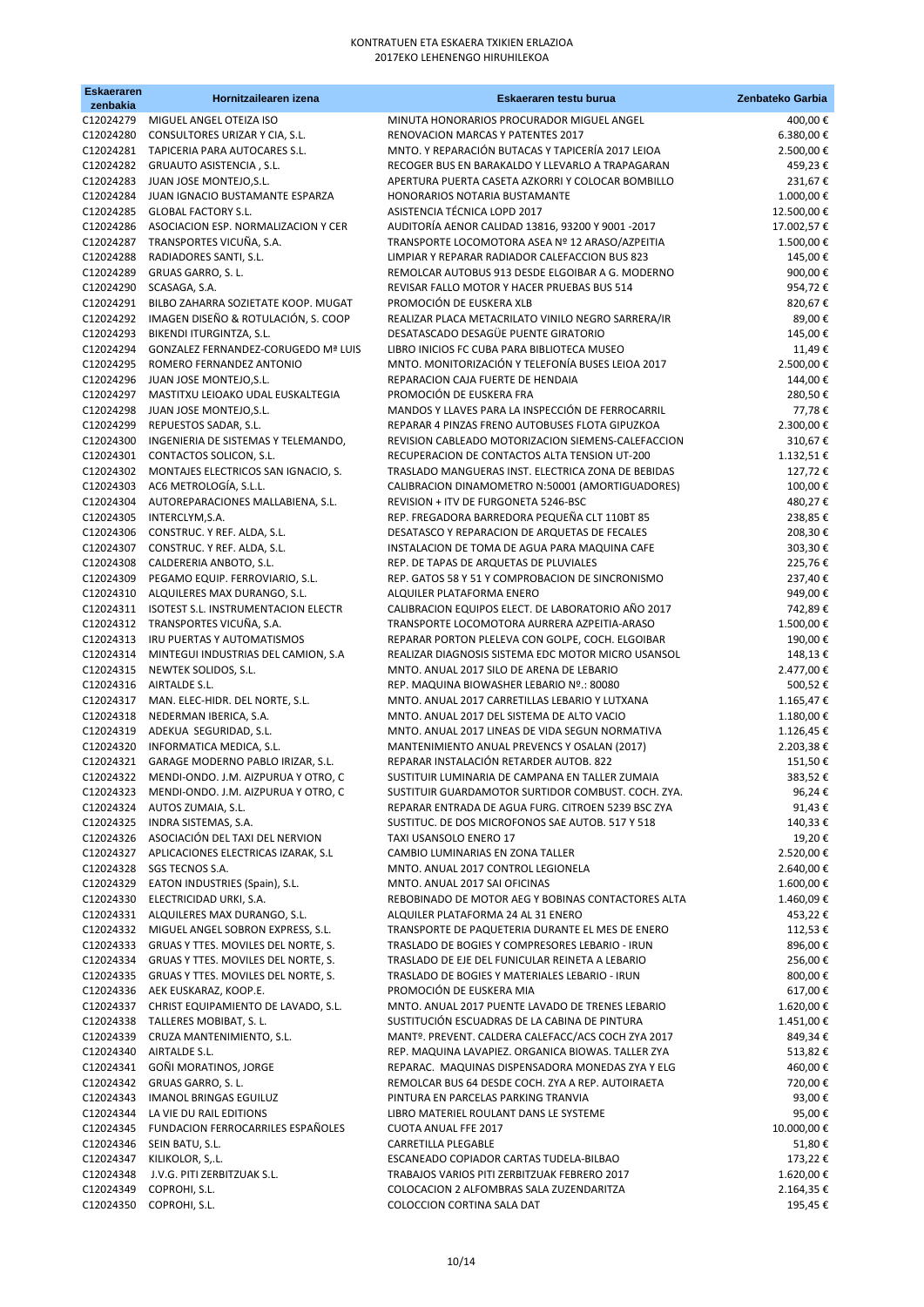KONTRATUEN ETA ESKAERA TXIKIEN ERLAZIOA
2017EKO LEHENENGO HIRUHILEKOA

| Eskaeraren zenbakia | Hornitzailearen izena | Eskaeraren testu burua | Zenbateko Garbia |
|---|---|---|---|
| C12024279 | MIGUEL ANGEL OTEIZA ISO | MINUTA HONORARIOS PROCURADOR MIGUEL ANGEL | 400,00 € |
| C12024280 | CONSULTORES URIZAR Y CIA, S.L. | RENOVACION MARCAS Y PATENTES 2017 | 6.380,00 € |
| C12024281 | TAPICERIA PARA AUTOCARES S.L. | MNTO. Y REPARACIÓN BUTACAS Y TAPICERÍA 2017 LEIOA | 2.500,00 € |
| C12024282 | GRUAUTO ASISTENCIA , S.L. | RECOGER BUS EN BARAKALDO Y LLEVARLO A TRAPAGARAN | 459,23 € |
| C12024283 | JUAN JOSE MONTEJO,S.L. | APERTURA PUERTA CASETA AZKORRI Y COLOCAR BOMBILLO | 231,67 € |
| C12024284 | JUAN IGNACIO BUSTAMANTE ESPARZA | HONORARIOS NOTARIA BUSTAMANTE | 1.000,00 € |
| C12024285 | GLOBAL FACTORY S.L. | ASISTENCIA TÉCNICA LOPD 2017 | 12.500,00 € |
| C12024286 | ASOCIACION ESP. NORMALIZACION Y CER | AUDITORÍA AENOR CALIDAD 13816, 93200 Y 9001 -2017 | 17.002,57 € |
| C12024287 | TRANSPORTES VICUÑA, S.A. | TRANSPORTE LOCOMOTORA ASEA Nº 12 ARASO/AZPEITIA | 1.500,00 € |
| C12024288 | RADIADORES SANTI, S.L. | LIMPIAR Y REPARAR RADIADOR CALEFACCION BUS 823 | 145,00 € |
| C12024289 | GRUAS GARRO, S. L. | REMOLCAR AUTOBUS 913 DESDE ELGOIBAR A G. MODERNO | 900,00 € |
| C12024290 | SCASAGA, S.A. | REVISAR FALLO MOTOR Y HACER PRUEBAS BUS 514 | 954,72 € |
| C12024291 | BILBO ZAHARRA SOZIETATE KOOP. MUGAT | PROMOCIÓN DE EUSKERA XLB | 820,67 € |
| C12024292 | IMAGEN DISEÑO & ROTULACIÓN, S. COOP | REALIZAR PLACA METACRILATO VINILO NEGRO SARRERA/IR | 89,00 € |
| C12024293 | BIKENDI ITURGINTZA, S.L. | DESATASCADO DESAGÜE PUENTE GIRATORIO | 145,00 € |
| C12024294 | GONZALEZ FERNANDEZ-CORUGEDO Mª LUIS | LIBRO INICIOS FC CUBA PARA BIBLIOTECA MUSEO | 11,49 € |
| C12024295 | ROMERO FERNANDEZ ANTONIO | MNTO. MONITORIZACIÓN Y TELEFONÍA BUSES LEIOA 2017 | 2.500,00 € |
| C12024296 | JUAN JOSE MONTEJO,S.L. | REPARACION CAJA FUERTE DE HENDAIA | 144,00 € |
| C12024297 | MASTITXU LEIOAKO UDAL EUSKALTEGIA | PROMOCIÓN DE EUSKERA FRA | 280,50 € |
| C12024298 | JUAN JOSE MONTEJO,S.L. | MANDOS Y LLAVES PARA LA INSPECCIÓN DE FERROCARRIL | 77,78 € |
| C12024299 | REPUESTOS SADAR, S.L. | REPARAR 4 PINZAS FRENO AUTOBUSES FLOTA GIPUZKOA | 2.300,00 € |
| C12024300 | INGENIERIA DE SISTEMAS Y TELEMANDO, | REVISION CABLEADO MOTORIZACION SIEMENS-CALEFACCION | 310,67 € |
| C12024301 | CONTACTOS SOLICON, S.L. | RECUPERACION DE CONTACTOS ALTA TENSION UT-200 | 1.132,51 € |
| C12024302 | MONTAJES ELECTRICOS SAN IGNACIO, S. | TRASLADO MANGUERAS INST. ELECTRICA ZONA DE BEBIDAS | 127,72 € |
| C12024303 | AC6 METROLOGÍA, S.L.L. | CALIBRACION DINAMOMETRO N:50001 (AMORTIGUADORES) | 100,00 € |
| C12024304 | AUTOREPARACIONES MALLABIENA, S.L. | REVISION + ITV DE FURGONETA 5246-BSC | 480,27 € |
| C12024305 | INTERCLYM,S.A. | REP. FREGADORA BARREDORA PEQUEÑA CLT 110BT 85 | 238,85 € |
| C12024306 | CONSTRUC. Y REF. ALDA, S.L. | DESATASCO Y REPARACION DE ARQUETAS DE FECALES | 208,30 € |
| C12024307 | CONSTRUC. Y REF. ALDA, S.L. | INSTALACION DE TOMA DE AGUA PARA MAQUINA CAFE | 303,30 € |
| C12024308 | CALDERERIA ANBOTO, S.L. | REP. DE TAPAS DE ARQUETAS DE PLUVIALES | 225,76 € |
| C12024309 | PEGAMO EQUIP. FERROVIARIO, S.L. | REP. GATOS 58 Y 51 Y COMPROBACION DE SINCRONISMO | 237,40 € |
| C12024310 | ALQUILERES MAX DURANGO, S.L. | ALQUILER PLATAFORMA ENERO | 949,00 € |
| C12024311 | ISOTEST S.L. INSTRUMENTACION ELECTR | CALIBRACION EQUIPOS ELECT. DE LABORATORIO AÑO 2017 | 742,89 € |
| C12024312 | TRANSPORTES VICUÑA, S.A. | TRANSPORTE LOCOMOTORA AURRERA AZPEITIA-ARASO | 1.500,00 € |
| C12024313 | IRU PUERTAS Y AUTOMATISMOS | REPARAR PORTON PLELEVA CON GOLPE, COCH. ELGOIBAR | 190,00 € |
| C12024314 | MINTEGUI INDUSTRIAS DEL CAMION, S.A | REALIZAR DIAGNOSIS SISTEMA EDC MOTOR MICRO USANSOL | 148,13 € |
| C12024315 | NEWTEK SOLIDOS, S.L. | MNTO. ANUAL 2017 SILO DE ARENA DE LEBARIO | 2.477,00 € |
| C12024316 | AIRTALDE S.L. | REP. MAQUINA BIOWASHER LEBARIO Nº.: 80080 | 500,52 € |
| C12024317 | MAN. ELEC-HIDR. DEL NORTE, S.L. | MNTO. ANUAL 2017 CARRETILLAS LEBARIO Y LUTXANA | 1.165,47 € |
| C12024318 | NEDERMAN IBERICA, S.A. | MNTO. ANUAL 2017 DEL SISTEMA DE ALTO VACIO | 1.180,00 € |
| C12024319 | ADEKUA SEGURIDAD, S.L. | MNTO. ANUAL 2017 LINEAS DE VIDA SEGUN NORMATIVA | 1.126,45 € |
| C12024320 | INFORMATICA MEDICA, S.L. | MANTENIMIENTO ANUAL PREVENCS Y OSALAN (2017) | 2.203,38 € |
| C12024321 | GARAGE MODERNO PABLO IRIZAR, S.L. | REPARAR INSTALACIÓN RETARDER AUTOB. 822 | 151,50 € |
| C12024322 | MENDI-ONDO. J.M. AIZPURUA Y OTRO, C | SUSTITUIR LUMINARIA DE CAMPANA EN TALLER ZUMAIA | 383,52 € |
| C12024323 | MENDI-ONDO. J.M. AIZPURUA Y OTRO, C | SUSTITUIR GUARDAMOTOR SURTIDOR COMBUST. COCH. ZYA. | 96,24 € |
| C12024324 | AUTOS ZUMAIA, S.L. | REPARAR ENTRADA DE AGUA FURG. CITROEN 5239 BSC ZYA | 91,43 € |
| C12024325 | INDRA SISTEMAS, S.A. | SUSTITUC. DE DOS MICROFONOS SAE AUTOB. 517 Y 518 | 140,33 € |
| C12024326 | ASOCIACIÓN DEL TAXI DEL NERVION | TAXI USANSOLO ENERO 17 | 19,20 € |
| C12024327 | APLICACIONES ELECTRICAS IZARAK, S.L | CAMBIO LUMINARIAS EN ZONA TALLER | 2.520,00 € |
| C12024328 | SGS TECNOS S.A. | MNTO. ANUAL 2017 CONTROL LEGIONELA | 2.640,00 € |
| C12024329 | EATON INDUSTRIES (Spain), S.L. | MNTO. ANUAL 2017 SAI OFICINAS | 1.600,00 € |
| C12024330 | ELECTRICIDAD URKI, S.A. | REBOBINADO DE MOTOR AEG Y BOBINAS CONTACTORES ALTA | 1.460,09 € |
| C12024331 | ALQUILERES MAX DURANGO, S.L. | ALQUILER PLATAFORMA 24 AL 31 ENERO | 453,22 € |
| C12024332 | MIGUEL ANGEL SOBRON EXPRESS, S.L. | TRANSPORTE DE PAQUETERIA DURANTE EL MES DE ENERO | 112,53 € |
| C12024333 | GRUAS Y TTES. MOVILES DEL NORTE, S. | TRASLADO DE BOGIES Y COMPRESORES LEBARIO - IRUN | 896,00 € |
| C12024334 | GRUAS Y TTES. MOVILES DEL NORTE, S. | TRASLADO DE EJE DEL FUNICULAR REINETA A LEBARIO | 256,00 € |
| C12024335 | GRUAS Y TTES. MOVILES DEL NORTE, S. | TRASLADO DE BOGIES Y MATERIALES LEBARIO - IRUN | 800,00 € |
| C12024336 | AEK EUSKARAZ, KOOP.E. | PROMOCIÓN DE EUSKERA MIA | 617,00 € |
| C12024337 | CHRIST EQUIPAMIENTO DE LAVADO, S.L. | MNTO. ANUAL 2017 PUENTE LAVADO DE TRENES LEBARIO | 1.620,00 € |
| C12024338 | TALLERES MOBIBAT, S. L. | SUSTITUCIÓN ESCUADRAS DE LA CABINA DE PINTURA | 1.451,00 € |
| C12024339 | CRUZA MANTENIMIENTO, S.L. | MANTº. PREVENT. CALDERA CALEFACC/ACS COCH ZYA 2017 | 849,34 € |
| C12024340 | AIRTALDE S.L. | REP. MAQUINA LAVAPIEZ. ORGANICA BIOWAS. TALLER ZYA | 513,82 € |
| C12024341 | GOÑI MORATINOS, JORGE | REPARAC. MAQUINAS DISPENSADORA MONEDAS ZYA Y ELG | 460,00 € |
| C12024342 | GRUAS GARRO, S. L. | REMOLCAR BUS 64 DESDE COCH. ZYA A REP. AUTOIRAETA | 720,00 € |
| C12024343 | IMANOL BRINGAS EGUILUZ | PINTURA EN PARCELAS PARKING TRANVIA | 93,00 € |
| C12024344 | LA VIE DU RAIL EDITIONS | LIBRO MATERIEL ROULANT DANS LE SYSTEME | 95,00 € |
| C12024345 | FUNDACION FERROCARRILES ESPAÑOLES | CUOTA ANUAL FFE 2017 | 10.000,00 € |
| C12024346 | SEIN BATU, S.L. | CARRETILLA PLEGABLE | 51,80 € |
| C12024347 | KILIKOLOR, S,.L. | ESCANEADO COPIADOR CARTAS TUDELA-BILBAO | 173,22 € |
| C12024348 | J.V.G. PITI ZERBITZUAK S.L. | TRABAJOS VARIOS PITI ZERBITZUAK FEBRERO 2017 | 1.620,00 € |
| C12024349 | COPROHI, S.L. | COLOCACION 2 ALFOMBRAS SALA ZUZENDARITZA | 2.164,35 € |
| C12024350 | COPROHI, S.L. | COLOCCION CORTINA SALA DAT | 195,45 € |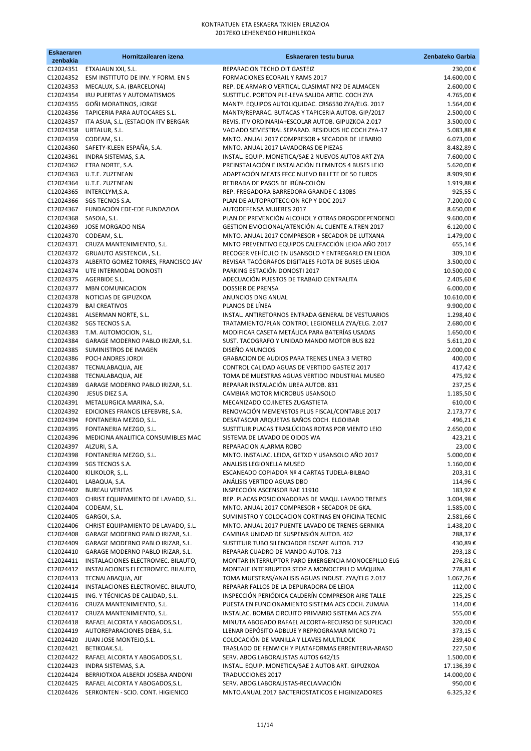# KONTRATUEN ETA ESKAERA TXIKIEN ERLAZIOA
## 2017EKO LEHENENGO HIRUHILEKOA

| Eskaeraren zenbakia | Hornitzailearen izena | Eskaeraren testu burua | Zenbateko Garbia |
|---|---|---|---|
| C12024351 | ETXAJAUN XXI, S.L. | REPARACION TECHO OIT GASTEIZ | 230,00 € |
| C12024352 | ESM INSTITUTO DE INV. Y FORM. EN S | FORMACIONES ECORAIL Y RAMS 2017 | 14.600,00 € |
| C12024353 | MECALUX, S.A. (BARCELONA) | REP. DE ARMARIO VERTICAL CLASIMAT Nº2 DE ALMACEN | 2.600,00 € |
| C12024354 | IRU PUERTAS Y AUTOMATISMOS | SUSTITUC. PORTON PLE-LEVA SALIDA ARTIC. COCH ZYA | 4.765,00 € |
| C12024355 | GOÑI MORATINOS, JORGE | MANTº. EQUIPOS AUTOLIQUIDAC. CRS6530 ZYA/ELG. 2017 | 1.564,00 € |
| C12024356 | TAPICERIA PARA AUTOCARES S.L. | MANTº/REPARAC. BUTACAS Y TAPICERIA AUTOB. GIP/2017 | 2.500,00 € |
| C12024357 | ITA ASUA, S.L. (ESTACION ITV BERGAR | REVIS. ITV ORDINARIA+ESCOLAR AUTOB. GIPUZKOA 2.017 | 3.500,00 € |
| C12024358 | URTALUR, S.L. | VACIADO SEMESTRAL SEPARAD. RESIDUOS HC COCH ZYA-17 | 5.083,88 € |
| C12024359 | CODEAM, S.L. | MNTO. ANUAL 2017 COMPRESOR + SECADOR DE LEBARIO | 6.073,00 € |
| C12024360 | SAFETY-KLEEN ESPAÑA, S.A. | MNTO. ANUAL 2017 LAVADORAS DE PIEZAS | 8.482,89 € |
| C12024361 | INDRA SISTEMAS, S.A. | INSTAL. EQUIP. MONETICA/SAE 2 NUEVOS AUTOB ART ZYA | 7.600,00 € |
| C12024362 | ETRA NORTE, S.A. | PREINSTALACIÓN E INSTALACIÓN ELEMNTOS 4 BUSES LEIO | 5.620,00 € |
| C12024363 | U.T.E. ZUZENEAN | ADAPTACIÓN MEATS FFCC NUEVO BILLETE DE 50 EUROS | 8.909,90 € |
| C12024364 | U.T.E. ZUZENEAN | RETIRADA DE PASOS DE IRÚN-COLÓN | 1.919,88 € |
| C12024365 | INTERCLYM,S.A. | REP. FREGADORA BARREDORA GRANDE C-130BS | 925,55 € |
| C12024366 | SGS TECNOS S.A. | PLAN DE AUTOPROTECCION RCP Y DOC 2017 | 7.200,00 € |
| C12024367 | FUNDACIÓN EDE-EDE FUNDAZIOA | AUTODEFENSA MUJERES 2017 | 8.650,00 € |
| C12024368 | SASOIA, S.L. | PLAN DE PREVENCIÓN ALCOHOL Y OTRAS DROGODEPENDENCI | 9.600,00 € |
| C12024369 | JOSE MORGADO NISA | GESTION EMOCIONAL/ATENCIÓN AL CLIENTE A.TREN 2017 | 6.120,00 € |
| C12024370 | CODEAM, S.L. | MNTO. ANUAL 2017 COMPRESOR + SECADOR DE LUTXANA | 1.479,00 € |
| C12024371 | CRUZA MANTENIMIENTO, S.L. | MNTO PREVENTIVO EQUIPOS CALEFACCIÓN LEIOA AÑO 2017 | 655,14 € |
| C12024372 | GRUAUTO ASISTENCIA , S.L. | RECOGER VEHÍCULO EN USANSOLO Y ENTREGARLO EN LEIOA | 309,10 € |
| C12024373 | ALBERTO GOMEZ TORRES, FRANCISCO JAV | REVISAR TACÓGRAFOS DIGITALES FLOTA DE BUSES LEIOA | 3.500,00 € |
| C12024374 | UTE INTERMODAL DONOSTI | PARKING ESTACIÓN DONOSTI 2017 | 10.500,00 € |
| C12024375 | AGERBIDE S.L. | ADECUACIÓN PUESTOS DE TRABAJO CENTRALITA | 2.405,60 € |
| C12024377 | MBN COMUNICACION | DOSSIER DE PRENSA | 6.000,00 € |
| C12024378 | NOTICIAS DE GIPUZKOA | ANUNCIOS DNG ANUAL | 10.610,00 € |
| C12024379 | BA! CREATIVOS | PLANOS DE LÍNEA | 9.900,00 € |
| C12024381 | ALSERMAN NORTE, S.L. | INSTAL. ANTIRETORNOS ENTRADA GENERAL DE VESTUARIOS | 1.298,40 € |
| C12024382 | SGS TECNOS S.A. | TRATAMIENTO/PLAN CONTROL LEGIONELLA ZYA/ELG. 2.017 | 2.680,00 € |
| C12024383 | T.M. AUTOMOCION, S.L. | MODIFICAR CASETA METÁLICA PARA BATERÍAS USADAS | 1.650,00 € |
| C12024384 | GARAGE MODERNO PABLO IRIZAR, S.L. | SUST. TACOGRAFO Y UNIDAD MANDO MOTOR BUS 822 | 5.611,20 € |
| C12024385 | SUMINISTROS DE IMAGEN | DISEÑO ANUNCIOS | 2.000,00 € |
| C12024386 | POCH ANDRES JORDI | GRABACION DE AUDIOS PARA TRENES LINEA 3 METRO | 400,00 € |
| C12024387 | TECNALABAQUA, AIE | CONTROL CALIDAD AGUAS DE VERTIDO GASTEIZ 2017 | 417,42 € |
| C12024388 | TECNALABAQUA, AIE | TOMA DE MUESTRAS AGUAS VERTIDO INDUSTRIAL MUSEO | 475,92 € |
| C12024389 | GARAGE MODERNO PABLO IRIZAR, S.L. | REPARAR INSTALACIÓN UREA AUTOB. 831 | 237,25 € |
| C12024390 | JESUS DIEZ S.A. | CAMBIAR MOTOR MICROBUS USANSOLO | 1.185,50 € |
| C12024391 | METALURGICA MARINA, S.A. | MECANIZADO COJINETES ZUGASTIETA | 610,00 € |
| C12024392 | EDICIONES FRANCIS LEFEBVRE, S.A. | RENOVACIÓN MEMENSTOS PLUS FISCAL/CONTABLE 2017 | 2.173,77 € |
| C12024394 | FONTANERIA MEZGO, S.L. | DESATASCAR ARQUETAS BAÑOS COCH. ELGOIBAR | 496,21 € |
| C12024395 | FONTANERIA MEZGO, S.L. | SUSTITUIR PLACAS TRASLÚCIDAS ROTAS POR VIENTO LEIO | 2.650,00 € |
| C12024396 | MEDICINA ANALITICA CONSUMIBLES MAC | SISTEMA DE LAVADO DE OIDOS WA | 423,21 € |
| C12024397 | ALZURI, S.A. | REPARACION ALARMA ROBO | 23,00 € |
| C12024398 | FONTANERIA MEZGO, S.L. | MNTO. INSTALAC. LEIOA, GETXO Y USANSOLO AÑO 2017 | 5.000,00 € |
| C12024399 | SGS TECNOS S.A. | ANALISIS LEGIONELLA MUSEO | 1.160,00 € |
| C12024400 | KILIKOLOR, S,.L. | ESCANEADO COPIADOR Nº 4 CARTAS TUDELA-BILBAO | 203,31 € |
| C12024401 | LABAQUA, S.A. | ANÁLISIS VERTIDO AGUAS DBO | 114,96 € |
| C12024402 | BUREAU VERITAS | INSPECCIÓN ASCENSOR RAE 11910 | 183,92 € |
| C12024403 | CHRIST EQUIPAMIENTO DE LAVADO, S.L. | REP. PLACAS POSICIONADORAS DE MAQU. LAVADO TRENES | 3.004,98 € |
| C12024404 | CODEAM, S.L. | MNTO. ANUAL 2017 COMPRESOR + SECADOR DE GKA. | 1.585,00 € |
| C12024405 | GARGOI, S.A. | SUMINISTRO Y COLOCACION CORTINAS EN OFICINA TECNIC | 2.581,66 € |
| C12024406 | CHRIST EQUIPAMIENTO DE LAVADO, S.L. | MNTO. ANUAL 2017 PUENTE LAVADO DE TRENES GERNIKA | 1.438,20 € |
| C12024408 | GARAGE MODERNO PABLO IRIZAR, S.L. | CAMBIAR UNIDAD DE SUSPENSIÓN AUTOB. 462 | 288,37 € |
| C12024409 | GARAGE MODERNO PABLO IRIZAR, S.L. | SUSTITUIR TUBO SILENCIADOR ESCAPE AUTOB. 712 | 430,89 € |
| C12024410 | GARAGE MODERNO PABLO IRIZAR, S.L. | REPARAR CUADRO DE MANDO AUTOB. 713 | 293,18 € |
| C12024411 | INSTALACIONES ELECTROMEC. BILAUTO, | MONTAR INTERRUPTOR PARO EMERGENCIA MONOCEPILLO ELG | 276,81 € |
| C12024412 | INSTALACIONES ELECTROMEC. BILAUTO, | MONTAJE INTERRUPTOR STOP A MONOCEPILLO MÁQUINA | 278,81 € |
| C12024413 | TECNALABAQUA, AIE | TOMA MUESTRAS/ANALISIS AGUAS INDUST. ZYA/ELG 2.017 | 1.067,26 € |
| C12024414 | INSTALACIONES ELECTROMEC. BILAUTO, | REPARAR FALLOS DE LA DEPURADORA DE LEIOA | 112,00 € |
| C12024415 | ING. Y TÉCNICAS DE CALIDAD, S.L. | INSPECCIÓN PERIÓDICA CALDERÍN COMPRESOR AIRE TALLE | 225,25 € |
| C12024416 | CRUZA MANTENIMIENTO, S.L. | PUESTA EN FUNCIONAMIENTO SISTEMA ACS COCH. ZUMAIA | 114,00 € |
| C12024417 | CRUZA MANTENIMIENTO, S.L. | INSTALAC. BOMBA CIRCUITO PRIMARIO SISTEMA ACS ZYA | 555,00 € |
| C12024418 | RAFAEL ALCORTA Y ABOGADOS,S.L. | MINUTA ABOGADO RAFAEL ALCORTA-RECURSO DE SUPLICACI | 320,00 € |
| C12024419 | AUTOREPARACIONES DEBA, S.L. | LLENAR DEPÓSITO ADBLUE Y REPROGRAMAR MICRO 71 | 373,15 € |
| C12024420 | JUAN JOSE MONTEJO,S.L. | COLOCACIÓN DE MANILLA Y LLAVES MULTILOCK | 239,40 € |
| C12024421 | BETIKOAK.S.L. | TRASLADO DE FENWICH Y PLATAFORMAS ERRENTERIA-ARASO | 227,50 € |
| C12024422 | RAFAEL ALCORTA Y ABOGADOS,S.L. | SERV. ABOG.LABORALISTAS AUTOS 642/15 | 1.500,00 € |
| C12024423 | INDRA SISTEMAS, S.A. | INSTAL. EQUIP. MONETICA/SAE 2 AUTOB ART. GIPUZKOA | 17.136,39 € |
| C12024424 | BERRIOTXOA ALBERDI JOSEBA ANDONI | TRADUCCIONES 2017 | 14.000,00 € |
| C12024425 | RAFAEL ALCORTA Y ABOGADOS,S.L. | SERV. ABOG.LABORALISTAS-RECLAMACIÓN | 950,00 € |
| C12024426 | SERKONTEN - SCIO. CONT. HIGIENICO | MNTO.ANUAL 2017 BACTERIOSTATICOS E HIGINIZADORES | 6.325,32 € |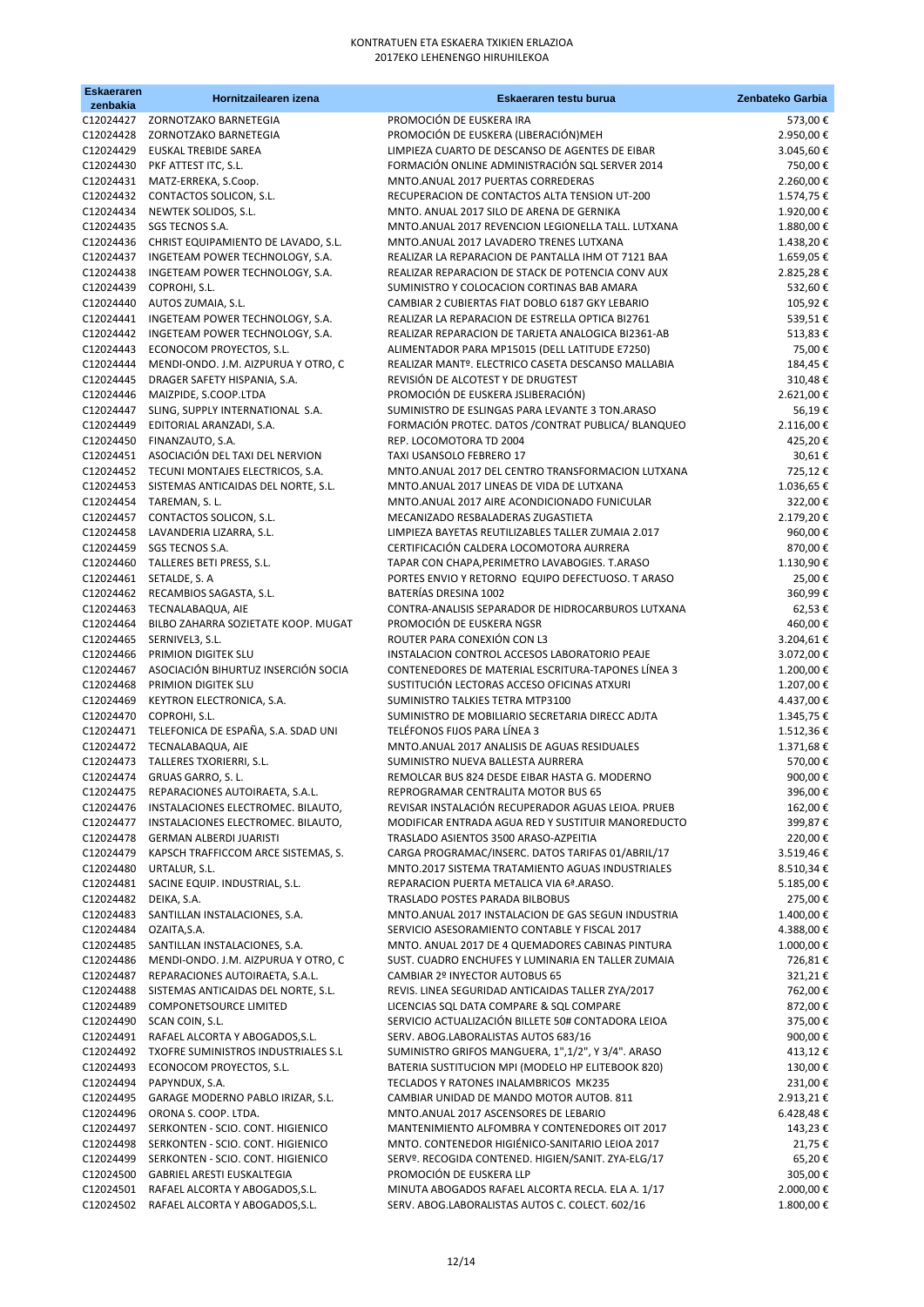KONTRATUEN ETA ESKAERA TXIKIEN ERLAZIOA
2017EKO LEHENENGO HIRUHILEKOA

| Eskaeraren zenbakia | Hornitzailearen izena | Eskaeraren testu burua | Zenbateko Garbia |
|---|---|---|---|
| C12024427 | ZORNOTZAKO BARNETEGIA | PROMOCIÓN DE EUSKERA IRA | 573,00 € |
| C12024428 | ZORNOTZAKO BARNETEGIA | PROMOCIÓN DE EUSKERA (LIBERACIÓN)MEH | 2.950,00 € |
| C12024429 | EUSKAL TREBIDE SAREA | LIMPIEZA CUARTO DE DESCANSO DE AGENTES DE EIBAR | 3.045,60 € |
| C12024430 | PKF ATTEST ITC, S.L. | FORMACIÓN ONLINE ADMINISTRACIÓN SQL SERVER 2014 | 750,00 € |
| C12024431 | MATZ-ERREKA, S.Coop. | MNTO.ANUAL 2017 PUERTAS CORREDERAS | 2.260,00 € |
| C12024432 | CONTACTOS SOLICON, S.L. | RECUPERACION DE CONTACTOS ALTA TENSION UT-200 | 1.574,75 € |
| C12024434 | NEWTEK SOLIDOS, S.L. | MNTO. ANUAL 2017 SILO DE ARENA DE GERNIKA | 1.920,00 € |
| C12024435 | SGS TECNOS S.A. | MNTO.ANUAL 2017 REVENCION LEGIONELLA TALL. LUTXANA | 1.880,00 € |
| C12024436 | CHRIST EQUIPAMIENTO DE LAVADO, S.L. | MNTO.ANUAL 2017 LAVADERO TRENES LUTXANA | 1.438,20 € |
| C12024437 | INGETEAM POWER TECHNOLOGY, S.A. | REALIZAR LA REPARACION DE PANTALLA IHM OT 7121 BAA | 1.659,05 € |
| C12024438 | INGETEAM POWER TECHNOLOGY, S.A. | REALIZAR REPARACION DE STACK DE POTENCIA CONV AUX | 2.825,28 € |
| C12024439 | COPROHI, S.L. | SUMINISTRO Y COLOCACION CORTINAS BAB AMARA | 532,60 € |
| C12024440 | AUTOS ZUMAIA, S.L. | CAMBIAR 2 CUBIERTAS FIAT DOBLO 6187 GKY LEBARIO | 105,92 € |
| C12024441 | INGETEAM POWER TECHNOLOGY, S.A. | REALIZAR LA REPARACION DE ESTRELLA OPTICA BI2761 | 539,51 € |
| C12024442 | INGETEAM POWER TECHNOLOGY, S.A. | REALIZAR REPARACION DE TARJETA ANALOGICA BI2361-AB | 513,83 € |
| C12024443 | ECONOCOM PROYECTOS, S.L. | ALIMENTADOR PARA MP15015 (DELL LATITUDE E7250) | 75,00 € |
| C12024444 | MENDI-ONDO. J.M. AIZPURUA Y OTRO, C | REALIZAR MANTº. ELECTRICO CASETA DESCANSO MALLABIA | 184,45 € |
| C12024445 | DRAGER SAFETY HISPANIA, S.A. | REVISIÓN DE ALCOTEST Y DE DRUGTEST | 310,48 € |
| C12024446 | MAIZPIDE, S.COOP.LTDA | PROMOCIÓN DE EUSKERA JSLIBERACIÓN) | 2.621,00 € |
| C12024447 | SLING, SUPPLY INTERNATIONAL S.A. | SUMINISTRO DE ESLINGAS PARA LEVANTE 3 TON.ARASO | 56,19 € |
| C12024449 | EDITORIAL ARANZADI, S.A. | FORMACIÓN PROTEC. DATOS /CONTRAT PUBLICA/ BLANQUEO | 2.116,00 € |
| C12024450 | FINANZAUTO, S.A. | REP. LOCOMOTORA TD 2004 | 425,20 € |
| C12024451 | ASOCIACIÓN DEL TAXI DEL NERVION | TAXI USANSOLO FEBRERO 17 | 30,61 € |
| C12024452 | TECUNI MONTAJES ELECTRICOS, S.A. | MNTO.ANUAL 2017 DEL CENTRO TRANSFORMACION LUTXANA | 725,12 € |
| C12024453 | SISTEMAS ANTICAIDAS DEL NORTE, S.L. | MNTO.ANUAL 2017 LINEAS DE VIDA DE LUTXANA | 1.036,65 € |
| C12024454 | TAREMAN, S. L. | MNTO.ANUAL 2017 AIRE ACONDICIONADO FUNICULAR | 322,00 € |
| C12024457 | CONTACTOS SOLICON, S.L. | MECANIZADO RESBALADERAS ZUGASTIETA | 2.179,20 € |
| C12024458 | LAVANDERIA LIZARRA, S.L. | LIMPIEZA BAYETAS REUTILIZABLES TALLER ZUMAIA 2.017 | 960,00 € |
| C12024459 | SGS TECNOS S.A. | CERTIFICACIÓN CALDERA LOCOMOTORA AURRERA | 870,00 € |
| C12024460 | TALLERES BETI PRESS, S.L. | TAPAR CON CHAPA,PERIMETRO LAVABOGIES. T.ARASO | 1.130,90 € |
| C12024461 | SETALDE, S. A | PORTES ENVIO Y RETORNO EQUIPO DEFECTUOSO. T ARASO | 25,00 € |
| C12024462 | RECAMBIOS SAGASTA, S.L. | BATERÍAS DRESINA 1002 | 360,99 € |
| C12024463 | TECNALABAQUA, AIE | CONTRA-ANALISIS SEPARADOR DE HIDROCARBUROS LUTXANA | 62,53 € |
| C12024464 | BILBO ZAHARRA SOZIETATE KOOP. MUGAT | PROMOCIÓN DE EUSKERA NGSR | 460,00 € |
| C12024465 | SERNIVEL3, S.L. | ROUTER PARA CONEXIÓN CON L3 | 3.204,61 € |
| C12024466 | PRIMION DIGITEK SLU | INSTALACION CONTROL ACCESOS LABORATORIO PEAJE | 3.072,00 € |
| C12024467 | ASOCIACIÓN BIHURTUZ INSERCIÓN SOCIA | CONTENEDORES DE MATERIAL ESCRITURA-TAPONES LÍNEA 3 | 1.200,00 € |
| C12024468 | PRIMION DIGITEK SLU | SUSTITUCIÓN LECTORAS ACCESO OFICINAS ATXURI | 1.207,00 € |
| C12024469 | KEYTRON ELECTRONICA, S.A. | SUMINISTRO TALKIES TETRA MTP3100 | 4.437,00 € |
| C12024470 | COPROHI, S.L. | SUMINISTRO DE MOBILIARIO SECRETARIA DIRECC ADJTA | 1.345,75 € |
| C12024471 | TELEFONICA DE ESPAÑA, S.A. SDAD UNI | TELÉFONOS FIJOS PARA LÍNEA 3 | 1.512,36 € |
| C12024472 | TECNALABAQUA, AIE | MNTO.ANUAL 2017 ANALISIS DE AGUAS RESIDUALES | 1.371,68 € |
| C12024473 | TALLERES TXORIERRI, S.L. | SUMINISTRO NUEVA BALLESTA AURRERA | 570,00 € |
| C12024474 | GRUAS GARRO, S. L. | REMOLCAR BUS 824 DESDE EIBAR HASTA G. MODERNO | 900,00 € |
| C12024475 | REPARACIONES AUTOIRAETA, S.A.L. | REPROGRAMAR CENTRALITA MOTOR BUS 65 | 396,00 € |
| C12024476 | INSTALACIONES ELECTROMEC. BILAUTO, | REVISAR INSTALACIÓN RECUPERADOR AGUAS LEIOA. PRUEB | 162,00 € |
| C12024477 | INSTALACIONES ELECTROMEC. BILAUTO, | MODIFICAR ENTRADA AGUA RED Y SUSTITUIR MANOREDUCTO | 399,87 € |
| C12024478 | GERMAN ALBERDI JUARISTI | TRASLADO ASIENTOS 3500 ARASO-AZPEITIA | 220,00 € |
| C12024479 | KAPSCH TRAFFICCOM ARCE SISTEMAS, S. | CARGA PROGRAMAC/INSERC. DATOS TARIFAS 01/ABRIL/17 | 3.519,46 € |
| C12024480 | URTALUR, S.L. | MNTO.2017 SISTEMA TRATAMIENTO AGUAS INDUSTRIALES | 8.510,34 € |
| C12024481 | SACINE EQUIP. INDUSTRIAL, S.L. | REPARACION PUERTA METALICA VIA 6ª.ARASO. | 5.185,00 € |
| C12024482 | DEIKA, S.A. | TRASLADO POSTES PARADA BILBOBUS | 275,00 € |
| C12024483 | SANTILLAN INSTALACIONES, S.A. | MNTO.ANUAL 2017 INSTALACION DE GAS SEGUN INDUSTRIA | 1.400,00 € |
| C12024484 | OZAITA,S.A. | SERVICIO ASESORAMIENTO CONTABLE Y FISCAL 2017 | 4.388,00 € |
| C12024485 | SANTILLAN INSTALACIONES, S.A. | MNTO. ANUAL 2017 DE 4 QUEMADORES CABINAS PINTURA | 1.000,00 € |
| C12024486 | MENDI-ONDO. J.M. AIZPURUA Y OTRO, C | SUST. CUADRO ENCHUFES Y LUMINARIA EN TALLER ZUMAIA | 726,81 € |
| C12024487 | REPARACIONES AUTOIRAETA, S.A.L. | CAMBIAR 2º INYECTOR AUTOBUS 65 | 321,21 € |
| C12024488 | SISTEMAS ANTICAIDAS DEL NORTE, S.L. | REVIS. LINEA SEGURIDAD ANTICAIDAS TALLER ZYA/2017 | 762,00 € |
| C12024489 | COMPONETSOURCE LIMITED | LICENCIAS SQL DATA COMPARE & SQL COMPARE | 872,00 € |
| C12024490 | SCAN COIN, S.L. | SERVICIO ACTUALIZACIÓN BILLETE 50# CONTADORA LEIOA | 375,00 € |
| C12024491 | RAFAEL ALCORTA Y ABOGADOS,S.L. | SERV. ABOG.LABORALISTAS AUTOS 683/16 | 900,00 € |
| C12024492 | TXOFRE SUMINISTROS INDUSTRIALES S.L | SUMINISTRO GRIFOS MANGUERA, 1",1/2", Y 3/4". ARASO | 413,12 € |
| C12024493 | ECONOCOM PROYECTOS, S.L. | BATERIA SUSTITUCION MPI (MODELO HP ELITEBOOK 820) | 130,00 € |
| C12024494 | PAPYNDUX, S.A. | TECLADOS Y RATONES INALAMBRICOS MK235 | 231,00 € |
| C12024495 | GARAGE MODERNO PABLO IRIZAR, S.L. | CAMBIAR UNIDAD DE MANDO MOTOR AUTOB. 811 | 2.913,21 € |
| C12024496 | ORONA S. COOP. LTDA. | MNTO.ANUAL 2017 ASCENSORES DE LEBARIO | 6.428,48 € |
| C12024497 | SERKONTEN - SCIO. CONT. HIGIENICO | MANTENIMIENTO ALFOMBRA Y CONTENEDORES OIT 2017 | 143,23 € |
| C12024498 | SERKONTEN - SCIO. CONT. HIGIENICO | MNTO. CONTENEDOR HIGIÉNICO-SANITARIO LEIOA 2017 | 21,75 € |
| C12024499 | SERKONTEN - SCIO. CONT. HIGIENICO | SERVº. RECOGIDA CONTENED. HIGIEN/SANIT. ZYA-ELG/17 | 65,20 € |
| C12024500 | GABRIEL ARESTI EUSKALTEGIA | PROMOCIÓN DE EUSKERA LLP | 305,00 € |
| C12024501 | RAFAEL ALCORTA Y ABOGADOS,S.L. | MINUTA ABOGADOS RAFAEL ALCORTA RECLA. ELA A. 1/17 | 2.000,00 € |
| C12024502 | RAFAEL ALCORTA Y ABOGADOS,S.L. | SERV. ABOG.LABORALISTAS AUTOS C. COLECT. 602/16 | 1.800,00 € |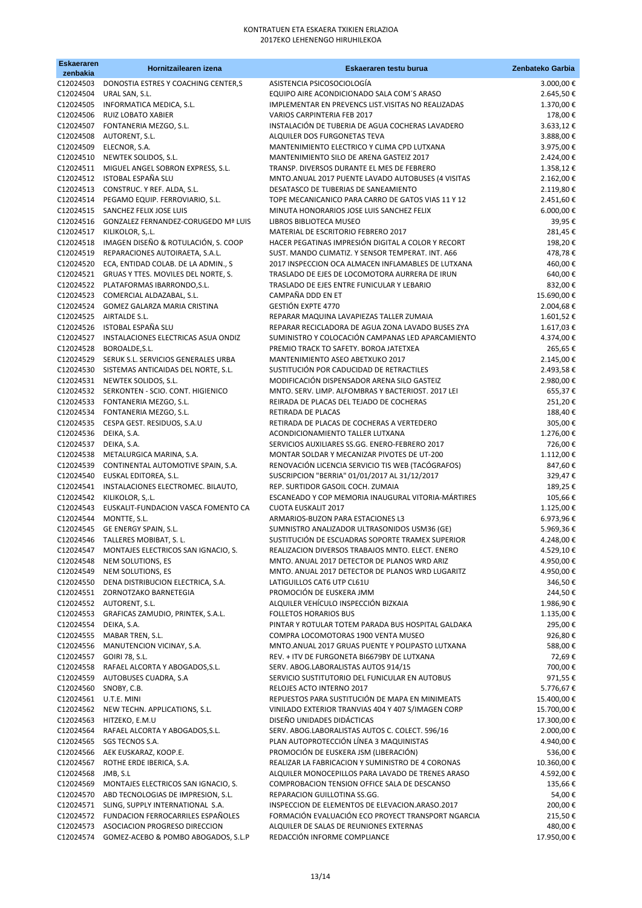# KONTRATUEN ETA ESKAERA TXIKIEN ERLAZIOA
## 2017EKO LEHENENGO HIRUHILEKOA

| Eskaeraren zenbakia | Hornitzailearen izena | Eskaeraren testu burua | Zenbateko Garbia |
|---|---|---|---|
| C12024503 | DONOSTIA ESTRES Y COACHING CENTER,S | ASISTENCIA PSICOSOCIOLOGÍA | 3.000,00 € |
| C12024504 | URAL SAN, S.L. | EQUIPO AIRE ACONDICIONADO SALA COM´S ARASO | 2.645,50 € |
| C12024505 | INFORMATICA MEDICA, S.L. | IMPLEMENTAR EN PREVENCS LIST.VISITAS NO REALIZADAS | 1.370,00 € |
| C12024506 | RUIZ LOBATO XABIER | VARIOS CARPINTERIA FEB 2017 | 178,00 € |
| C12024507 | FONTANERIA MEZGO, S.L. | INSTALACIÓN DE TUBERIA DE AGUA COCHERAS LAVADERO | 3.633,12 € |
| C12024508 | AUTORENT, S.L. | ALQUILER DOS FURGONETAS TEVA | 3.888,00 € |
| C12024509 | ELECNOR, S.A. | MANTENIMIENTO ELECTRICO Y CLIMA CPD LUTXANA | 3.975,00 € |
| C12024510 | NEWTEK SOLIDOS, S.L. | MANTENIMIENTO SILO DE ARENA GASTEIZ 2017 | 2.424,00 € |
| C12024511 | MIGUEL ANGEL SOBRON EXPRESS, S.L. | TRANSP. DIVERSOS DURANTE EL MES DE FEBRERO | 1.358,12 € |
| C12024512 | ISTOBAL ESPAÑA SLU | MNTO.ANUAL 2017 PUENTE LAVADO AUTOBUSES (4 VISITAS | 2.162,00 € |
| C12024513 | CONSTRUC. Y REF. ALDA, S.L. | DESATASCO DE TUBERIAS DE SANEAMIENTO | 2.119,80 € |
| C12024514 | PEGAMO EQUIP. FERROVIARIO, S.L. | TOPE MECANICANICO PARA CARRO DE GATOS VIAS 11 Y 12 | 2.451,60 € |
| C12024515 | SANCHEZ FELIX JOSE LUIS | MINUTA HONORARIOS JOSE LUIS SANCHEZ FELIX | 6.000,00 € |
| C12024516 | GONZALEZ FERNANDEZ-CORUGEDO Mª LUIS | LIBROS BIBLIOTECA MUSEO | 39,95 € |
| C12024517 | KILIKOLOR, S,.L. | MATERIAL DE ESCRITORIO FEBRERO 2017 | 281,45 € |
| C12024518 | IMAGEN DISEÑO & ROTULACIÓN, S. COOP | HACER PEGATINAS IMPRESIÓN DIGITAL A COLOR Y RECORT | 198,20 € |
| C12024519 | REPARACIONES AUTOIRAETA, S.A.L. | SUST. MANDO CLIMATIZ. Y SENSOR TEMPERAT. INT. A66 | 478,78 € |
| C12024520 | ECA, ENTIDAD COLAB. DE LA ADMIN., S | 2017 INSPECCION OCA ALMACEN INFLAMABLES DE LUTXANA | 460,00 € |
| C12024521 | GRUAS Y TTES. MOVILES DEL NORTE, S. | TRASLADO DE EJES DE LOCOMOTORA AURRERA DE IRUN | 640,00 € |
| C12024522 | PLATAFORMAS IBARRONDO,S.L. | TRASLADO DE EJES ENTRE FUNICULAR Y LEBARIO | 832,00 € |
| C12024523 | COMERCIAL ALDAZABAL, S.L. | CAMPAÑA DDD EN ET | 15.690,00 € |
| C12024524 | GOMEZ GALARZA MARIA CRISTINA | GESTIÓN EXPTE 4770 | 2.004,68 € |
| C12024525 | AIRTALDE S.L. | REPARAR MAQUINA LAVAPIEZAS TALLER ZUMAIA | 1.601,52 € |
| C12024526 | ISTOBAL ESPAÑA SLU | REPARAR RECICLADORA DE AGUA ZONA LAVADO BUSES ZYA | 1.617,03 € |
| C12024527 | INSTALACIONES ELECTRICAS ASUA ONDIZ | SUMINISTRO Y COLOCACIÓN CAMPANAS LED APARCAMIENTO | 4.374,00 € |
| C12024528 | BOROALDE,S.L. | PREMIO TRACK TO SAFETY. BOROA JATETXEA | 265,65 € |
| C12024529 | SERUK S.L. SERVICIOS GENERALES URBA | MANTENIMIENTO ASEO ABETXUKO 2017 | 2.145,00 € |
| C12024530 | SISTEMAS ANTICAIDAS DEL NORTE, S.L. | SUSTITUCIÓN POR CADUCIDAD DE RETRACTILES | 2.493,58 € |
| C12024531 | NEWTEK SOLIDOS, S.L. | MODIFICACIÓN DISPENSADOR ARENA SILO GASTEIZ | 2.980,00 € |
| C12024532 | SERKONTEN - SCIO. CONT. HIGIENICO | MNTO. SERV. LIMP. ALFOMBRAS Y BACTERIOST. 2017 LEI | 655,37 € |
| C12024533 | FONTANERIA MEZGO, S.L. | REIRADA DE PLACAS DEL TEJADO DE COCHERAS | 251,20 € |
| C12024534 | FONTANERIA MEZGO, S.L. | RETIRADA DE PLACAS | 188,40 € |
| C12024535 | CESPA GEST. RESIDUOS, S.A.U | RETIRADA DE PLACAS DE COCHERAS A VERTEDERO | 305,00 € |
| C12024536 | DEIKA, S.A. | ACONDICIONAMIENTO TALLER LUTXANA | 1.276,00 € |
| C12024537 | DEIKA, S.A. | SERVICIOS AUXILIARES SS.GG. ENERO-FEBRERO 2017 | 726,00 € |
| C12024538 | METALURGICA MARINA, S.A. | MONTAR SOLDAR Y MECANIZAR PIVOTES DE UT-200 | 1.112,00 € |
| C12024539 | CONTINENTAL AUTOMOTIVE SPAIN, S.A. | RENOVACIÓN LICENCIA SERVICIO TIS WEB (TACÓGRAFOS) | 847,60 € |
| C12024540 | EUSKAL EDITOREA, S.L. | SUSCRIPCION "BERRIA" 01/01/2017 AL 31/12/2017 | 329,47 € |
| C12024541 | INSTALACIONES ELECTROMEC. BILAUTO, | REP. SURTIDOR GASOIL COCH. ZUMAIA | 189,25 € |
| C12024542 | KILIKOLOR, S,.L. | ESCANEADO Y COP MEMORIA INAUGURAL VITORIA-MÁRTIRES | 105,66 € |
| C12024543 | EUSKALIT-FUNDACION VASCA FOMENTO CA | CUOTA EUSKALIT 2017 | 1.125,00 € |
| C12024544 | MONTTE, S.L. | ARMARIOS-BUZON PARA ESTACIONES L3 | 6.973,96 € |
| C12024545 | GE ENERGY SPAIN, S.L. | SUMNISTRO ANALIZADOR ULTRASONIDOS USM36 (GE) | 5.969,36 € |
| C12024546 | TALLERES MOBIBAT, S. L. | SUSTITUCIÓN DE ESCUADRAS SOPORTE TRAMEX SUPERIOR | 4.248,00 € |
| C12024547 | MONTAJES ELECTRICOS SAN IGNACIO, S. | REALIZACION DIVERSOS TRABAJOS MNTO. ELECT. ENERO | 4.529,10 € |
| C12024548 | NEM SOLUTIONS, ES | MNTO. ANUAL 2017 DETECTOR DE PLANOS WRD ARIZ | 4.950,00 € |
| C12024549 | NEM SOLUTIONS, ES | MNTO. ANUAL 2017 DETECTOR DE PLANOS WRD LUGARITZ | 4.950,00 € |
| C12024550 | DENA DISTRIBUCION ELECTRICA, S.A. | LATIGUILLOS CAT6 UTP CL61U | 346,50 € |
| C12024551 | ZORNOTZAKO BARNETEGIA | PROMOCIÓN DE EUSKERA JMM | 244,50 € |
| C12024552 | AUTORENT, S.L. | ALQUILER VEHÍCULO INSPECCIÓN BIZKAIA | 1.986,90 € |
| C12024553 | GRAFICAS ZAMUDIO, PRINTEK, S.A.L. | FOLLETOS HORARIOS BUS | 1.135,00 € |
| C12024554 | DEIKA, S.A. | PINTAR Y ROTULAR TOTEM PARADA BUS HOSPITAL GALDAKA | 295,00 € |
| C12024555 | MABAR TREN, S.L. | COMPRA LOCOMOTORAS 1900 VENTA MUSEO | 926,80 € |
| C12024556 | MANUTENCION VICINAY, S.A. | MNTO.ANUAL 2017 GRUAS PUENTE Y POLIPASTO LUTXANA | 588,00 € |
| C12024557 | GOIRI 78, S.L. | REV. + ITV DE FURGONETA BI6679BY DE LUTXANA | 72,69 € |
| C12024558 | RAFAEL ALCORTA Y ABOGADOS,S.L. | SERV. ABOG.LABORALISTAS AUTOS 914/15 | 700,00 € |
| C12024559 | AUTOBUSES CUADRA, S.A | SERVICIO SUSTITUTORIO DEL FUNICULAR EN AUTOBUS | 971,55 € |
| C12024560 | SNOBY, C.B. | RELOJES ACTO INTERNO 2017 | 5.776,67 € |
| C12024561 | U.T.E. MINI | REPUESTOS PARA SUSTITUCIÓN DE MAPA EN MINIMEATS | 15.400,00 € |
| C12024562 | NEW TECHN. APPLICATIONS, S.L. | VINILADO EXTERIOR TRANVIAS 404 Y 407 S/IMAGEN CORP | 15.700,00 € |
| C12024563 | HITZEKO, E.M.U | DISEÑO UNIDADES DIDÁCTICAS | 17.300,00 € |
| C12024564 | RAFAEL ALCORTA Y ABOGADOS,S.L. | SERV. ABOG.LABORALISTAS AUTOS C. COLECT. 596/16 | 2.000,00 € |
| C12024565 | SGS TECNOS S.A. | PLAN AUTOPROTECCIÓN LÍNEA 3 MAQUINISTAS | 4.940,00 € |
| C12024566 | AEK EUSKARAZ, KOOP.E. | PROMOCIÓN DE EUSKERA JSM (LIBERACIÓN) | 536,00 € |
| C12024567 | ROTHE ERDE IBERICA, S.A. | REALIZAR LA FABRICACION Y SUMINISTRO DE 4 CORONAS | 10.360,00 € |
| C12024568 | JMB, S.L | ALQUILER MONOCEPILLOS PARA LAVADO DE TRENES ARASO | 4.592,00 € |
| C12024569 | MONTAJES ELECTRICOS SAN IGNACIO, S. | COMPROBACION TENSION OFFICE SALA DE DESCANSO | 135,66 € |
| C12024570 | ABD TECNOLOGIAS DE IMPRESION, S.L. | REPARACION GUILLOTINA SS.GG. | 54,00 € |
| C12024571 | SLING, SUPPLY INTERNATIONAL S.A. | INSPECCION DE ELEMENTOS DE ELEVACION.ARASO.2017 | 200,00 € |
| C12024572 | FUNDACION FERROCARRILES ESPAÑOLES | FORMACIÓN EVALUACIÓN ECO PROYECT TRANSPORT NGARCIA | 215,50 € |
| C12024573 | ASOCIACION PROGRESO DIRECCION | ALQUILER DE SALAS DE REUNIONES EXTERNAS | 480,00 € |
| C12024574 | GOMEZ-ACEBO & POMBO ABOGADOS, S.L.P | REDACCIÓN INFORME COMPLIANCE | 17.950,00 € |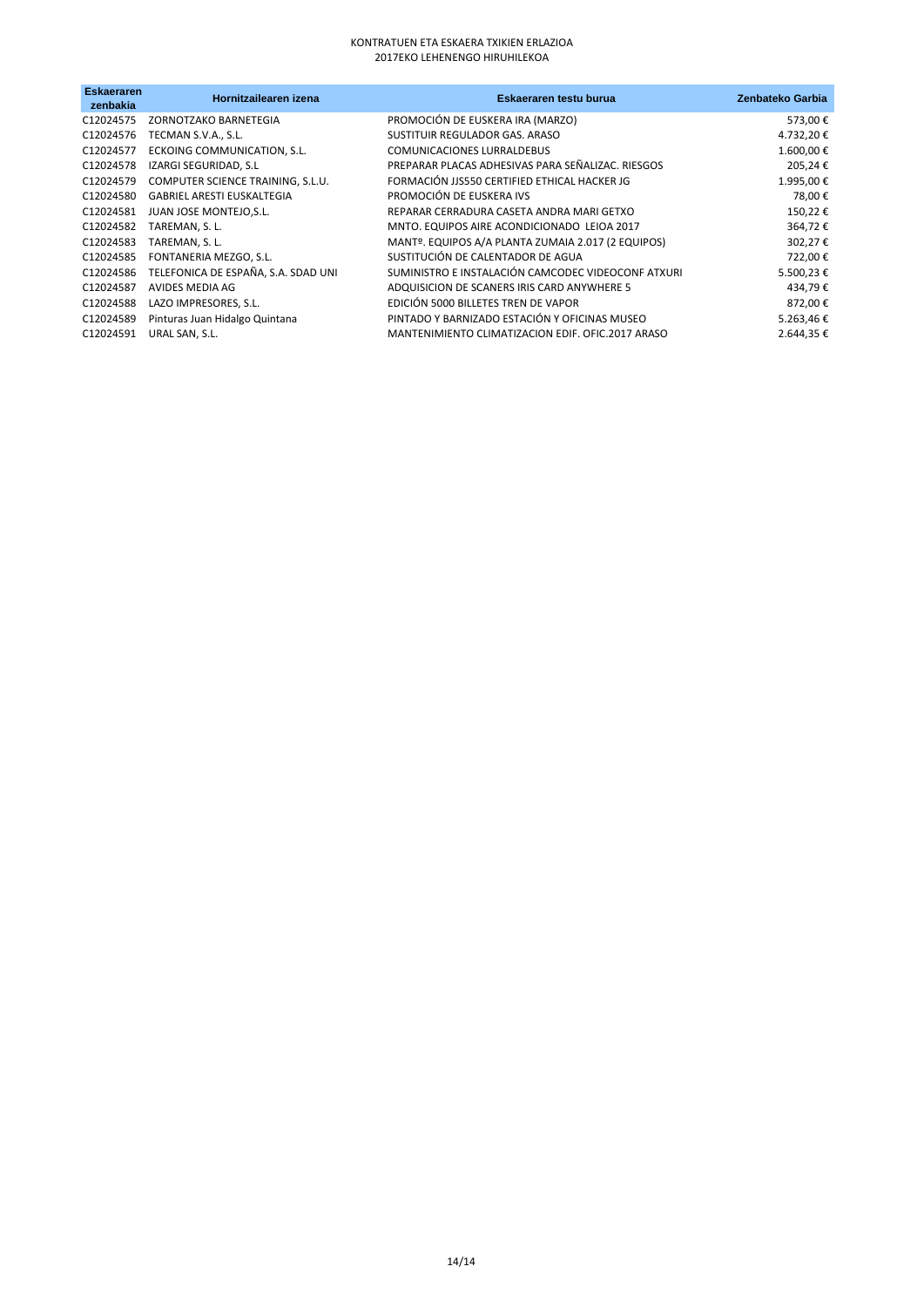KONTRATUEN ETA ESKAERA TXIKIEN ERLAZIOA
2017EKO LEHENENGO HIRUHILEKOA

| Eskaeraren zenbakia | Hornitzailearen izena | Eskaeraren testu burua | Zenbateko Garbia |
|---|---|---|---|
| C12024575 | ZORNOTZAKO BARNETEGIA | PROMOCIÓN DE EUSKERA IRA (MARZO) | 573,00 € |
| C12024576 | TECMAN S.V.A., S.L. | SUSTITUIR REGULADOR GAS. ARASO | 4.732,20 € |
| C12024577 | ECKOING COMMUNICATION, S.L. | COMUNICACIONES LURRALDEBUS | 1.600,00 € |
| C12024578 | IZARGI SEGURIDAD, S.L | PREPARAR PLACAS ADHESIVAS PARA SEÑALIZAC. RIESGOS | 205,24 € |
| C12024579 | COMPUTER SCIENCE TRAINING, S.L.U. | FORMACIÓN JJS550 CERTIFIED ETHICAL HACKER JG | 1.995,00 € |
| C12024580 | GABRIEL ARESTI EUSKALTEGIA | PROMOCIÓN DE EUSKERA IVS | 78,00 € |
| C12024581 | JUAN JOSE MONTEJO,S.L. | REPARAR CERRADURA CASETA ANDRA MARI GETXO | 150,22 € |
| C12024582 | TAREMAN, S. L. | MNTO. EQUIPOS AIRE ACONDICIONADO LEIOA 2017 | 364,72 € |
| C12024583 | TAREMAN, S. L. | MANTº. EQUIPOS A/A PLANTA ZUMAIA 2.017 (2 EQUIPOS) | 302,27 € |
| C12024585 | FONTANERIA MEZGO, S.L. | SUSTITUCIÓN DE CALENTADOR DE AGUA | 722,00 € |
| C12024586 | TELEFONICA DE ESPAÑA, S.A. SDAD UNI | SUMINISTRO E INSTALACIÓN CAMCODEC VIDEOCONF ATXURI | 5.500,23 € |
| C12024587 | AVIDES MEDIA AG | ADQUISICION DE SCANERS IRIS CARD ANYWHERE 5 | 434,79 € |
| C12024588 | LAZO IMPRESORES, S.L. | EDICIÓN 5000 BILLETES TREN DE VAPOR | 872,00 € |
| C12024589 | Pinturas Juan Hidalgo Quintana | PINTADO Y BARNIZADO ESTACIÓN Y OFICINAS MUSEO | 5.263,46 € |
| C12024591 | URAL SAN, S.L. | MANTENIMIENTO CLIMATIZACION EDIF. OFIC.2017 ARASO | 2.644,35 € |